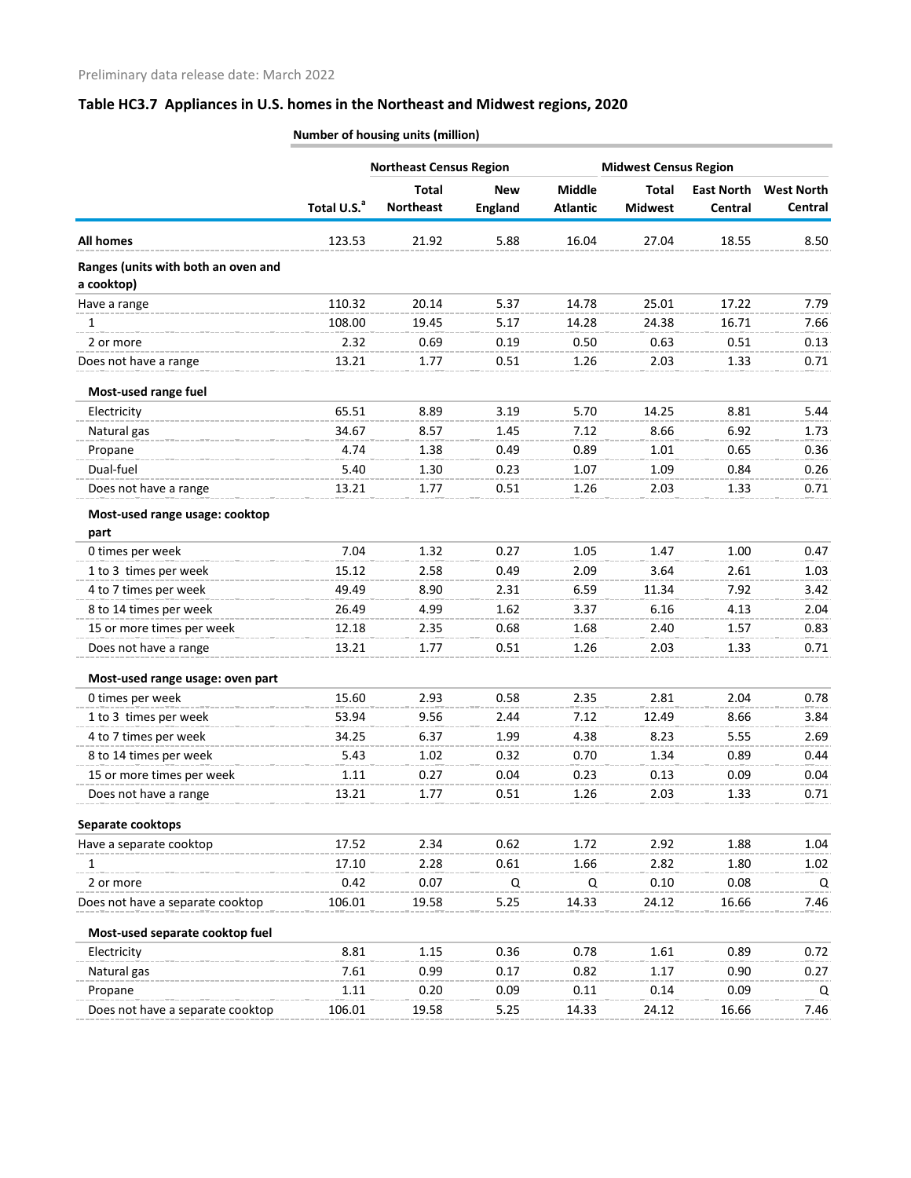Preliminary data release date: March 2022

## Table HC3.7 Appliances in U.S. homes in the Northeast and Midwest regions, 2020

| | Number of housing units (million) | | | | | | |
|---|---|---|---|---|---|---|---|
| | | Northeast Census Region | | | Midwest Census Region | | |
| | Total U.S.[a] | Total Northeast | New England | Middle Atlantic | Total Midwest | East North Central | West North Central |
| **All homes** | 123.53 | 21.92 | 5.88 | 16.04 | 27.04 | 18.55 | 8.50 |
| **Ranges (units with both an oven and a cooktop)** | | | | | | | |
| Have a range | 110.32 | 20.14 | 5.37 | 14.78 | 25.01 | 17.22 | 7.79 |
| 1 | 108.00 | 19.45 | 5.17 | 14.28 | 24.38 | 16.71 | 7.66 |
| 2 or more | 2.32 | 0.69 | 0.19 | 0.50 | 0.63 | 0.51 | 0.13 |
| Does not have a range | 13.21 | 1.77 | 0.51 | 1.26 | 2.03 | 1.33 | 0.71 |
| **Most-used range fuel** | | | | | | | |
| Electricity | 65.51 | 8.89 | 3.19 | 5.70 | 14.25 | 8.81 | 5.44 |
| Natural gas | 34.67 | 8.57 | 1.45 | 7.12 | 8.66 | 6.92 | 1.73 |
| Propane | 4.74 | 1.38 | 0.49 | 0.89 | 1.01 | 0.65 | 0.36 |
| Dual-fuel | 5.40 | 1.30 | 0.23 | 1.07 | 1.09 | 0.84 | 0.26 |
| Does not have a range | 13.21 | 1.77 | 0.51 | 1.26 | 2.03 | 1.33 | 0.71 |
| **Most-used range usage: cooktop part** | | | | | | | |
| 0 times per week | 7.04 | 1.32 | 0.27 | 1.05 | 1.47 | 1.00 | 0.47 |
| 1 to 3 times per week | 15.12 | 2.58 | 0.49 | 2.09 | 3.64 | 2.61 | 1.03 |
| 4 to 7 times per week | 49.49 | 8.90 | 2.31 | 6.59 | 11.34 | 7.92 | 3.42 |
| 8 to 14 times per week | 26.49 | 4.99 | 1.62 | 3.37 | 6.16 | 4.13 | 2.04 |
| 15 or more times per week | 12.18 | 2.35 | 0.68 | 1.68 | 2.40 | 1.57 | 0.83 |
| Does not have a range | 13.21 | 1.77 | 0.51 | 1.26 | 2.03 | 1.33 | 0.71 |
| **Most-used range usage: oven part** | | | | | | | |
| 0 times per week | 15.60 | 2.93 | 0.58 | 2.35 | 2.81 | 2.04 | 0.78 |
| 1 to 3 times per week | 53.94 | 9.56 | 2.44 | 7.12 | 12.49 | 8.66 | 3.84 |
| 4 to 7 times per week | 34.25 | 6.37 | 1.99 | 4.38 | 8.23 | 5.55 | 2.69 |
| 8 to 14 times per week | 5.43 | 1.02 | 0.32 | 0.70 | 1.34 | 0.89 | 0.44 |
| 15 or more times per week | 1.11 | 0.27 | 0.04 | 0.23 | 0.13 | 0.09 | 0.04 |
| Does not have a range | 13.21 | 1.77 | 0.51 | 1.26 | 2.03 | 1.33 | 0.71 |
| **Separate cooktops** | | | | | | | |
| Have a separate cooktop | 17.52 | 2.34 | 0.62 | 1.72 | 2.92 | 1.88 | 1.04 |
| 1 | 17.10 | 2.28 | 0.61 | 1.66 | 2.82 | 1.80 | 1.02 |
| 2 or more | 0.42 | 0.07 | Q | Q | 0.10 | 0.08 | Q |
| Does not have a separate cooktop | 106.01 | 19.58 | 5.25 | 14.33 | 24.12 | 16.66 | 7.46 |
| **Most-used separate cooktop fuel** | | | | | | | |
| Electricity | 8.81 | 1.15 | 0.36 | 0.78 | 1.61 | 0.89 | 0.72 |
| Natural gas | 7.61 | 0.99 | 0.17 | 0.82 | 1.17 | 0.90 | 0.27 |
| Propane | 1.11 | 0.20 | 0.09 | 0.11 | 0.14 | 0.09 | Q |
| Does not have a separate cooktop | 106.01 | 19.58 | 5.25 | 14.33 | 24.12 | 16.66 | 7.46 |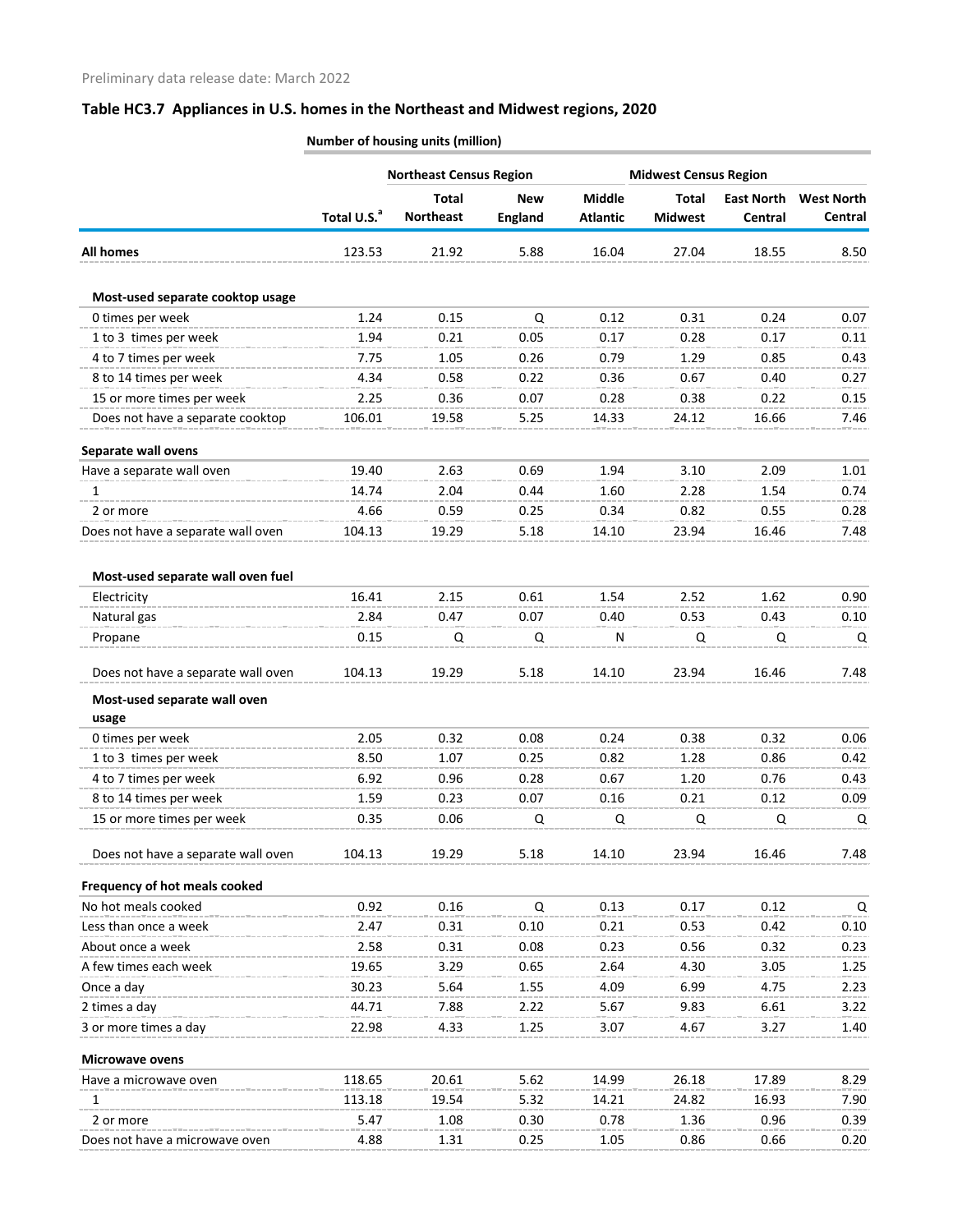Preliminary data release date: March 2022

## Table HC3.7 Appliances in U.S. homes in the Northeast and Midwest regions, 2020

| | Number of housing units (million) | | | | | | |
|---|---|---|---|---|---|---|---|
| | | Northeast Census Region | | | Midwest Census Region | | |
| | Total U.S.[a] | Total Northeast | New England | Middle Atlantic | Total Midwest | East North Central | West North Central |
| **All homes** | 123.53 | 21.92 | 5.88 | 16.04 | 27.04 | 18.55 | 8.50 |
| **Most-used separate cooktop usage** | | | | | | | |
| 0 times per week | 1.24 | 0.15 | Q | 0.12 | 0.31 | 0.24 | 0.07 |
| 1 to 3 times per week | 1.94 | 0.21 | 0.05 | 0.17 | 0.28 | 0.17 | 0.11 |
| 4 to 7 times per week | 7.75 | 1.05 | 0.26 | 0.79 | 1.29 | 0.85 | 0.43 |
| 8 to 14 times per week | 4.34 | 0.58 | 0.22 | 0.36 | 0.67 | 0.40 | 0.27 |
| 15 or more times per week | 2.25 | 0.36 | 0.07 | 0.28 | 0.38 | 0.22 | 0.15 |
| Does not have a separate cooktop | 106.01 | 19.58 | 5.25 | 14.33 | 24.12 | 16.66 | 7.46 |
| **Separate wall ovens** | | | | | | | |
| Have a separate wall oven | 19.40 | 2.63 | 0.69 | 1.94 | 3.10 | 2.09 | 1.01 |
| 1 | 14.74 | 2.04 | 0.44 | 1.60 | 2.28 | 1.54 | 0.74 |
| 2 or more | 4.66 | 0.59 | 0.25 | 0.34 | 0.82 | 0.55 | 0.28 |
| Does not have a separate wall oven | 104.13 | 19.29 | 5.18 | 14.10 | 23.94 | 16.46 | 7.48 |
| **Most-used separate wall oven fuel** | | | | | | | |
| Electricity | 16.41 | 2.15 | 0.61 | 1.54 | 2.52 | 1.62 | 0.90 |
| Natural gas | 2.84 | 0.47 | 0.07 | 0.40 | 0.53 | 0.43 | 0.10 |
| Propane | 0.15 | Q | Q | N | Q | Q | Q |
| Does not have a separate wall oven | 104.13 | 19.29 | 5.18 | 14.10 | 23.94 | 16.46 | 7.48 |
| **Most-used separate wall oven usage** | | | | | | | |
| 0 times per week | 2.05 | 0.32 | 0.08 | 0.24 | 0.38 | 0.32 | 0.06 |
| 1 to 3 times per week | 8.50 | 1.07 | 0.25 | 0.82 | 1.28 | 0.86 | 0.42 |
| 4 to 7 times per week | 6.92 | 0.96 | 0.28 | 0.67 | 1.20 | 0.76 | 0.43 |
| 8 to 14 times per week | 1.59 | 0.23 | 0.07 | 0.16 | 0.21 | 0.12 | 0.09 |
| 15 or more times per week | 0.35 | 0.06 | Q | Q | Q | Q | Q |
| Does not have a separate wall oven | 104.13 | 19.29 | 5.18 | 14.10 | 23.94 | 16.46 | 7.48 |
| **Frequency of hot meals cooked** | | | | | | | |
| No hot meals cooked | 0.92 | 0.16 | Q | 0.13 | 0.17 | 0.12 | Q |
| Less than once a week | 2.47 | 0.31 | 0.10 | 0.21 | 0.53 | 0.42 | 0.10 |
| About once a week | 2.58 | 0.31 | 0.08 | 0.23 | 0.56 | 0.32 | 0.23 |
| A few times each week | 19.65 | 3.29 | 0.65 | 2.64 | 4.30 | 3.05 | 1.25 |
| Once a day | 30.23 | 5.64 | 1.55 | 4.09 | 6.99 | 4.75 | 2.23 |
| 2 times a day | 44.71 | 7.88 | 2.22 | 5.67 | 9.83 | 6.61 | 3.22 |
| 3 or more times a day | 22.98 | 4.33 | 1.25 | 3.07 | 4.67 | 3.27 | 1.40 |
| **Microwave ovens** | | | | | | | |
| Have a microwave oven | 118.65 | 20.61 | 5.62 | 14.99 | 26.18 | 17.89 | 8.29 |
| 1 | 113.18 | 19.54 | 5.32 | 14.21 | 24.82 | 16.93 | 7.90 |
| 2 or more | 5.47 | 1.08 | 0.30 | 0.78 | 1.36 | 0.96 | 0.39 |
| Does not have a microwave oven | 4.88 | 1.31 | 0.25 | 1.05 | 0.86 | 0.66 | 0.20 |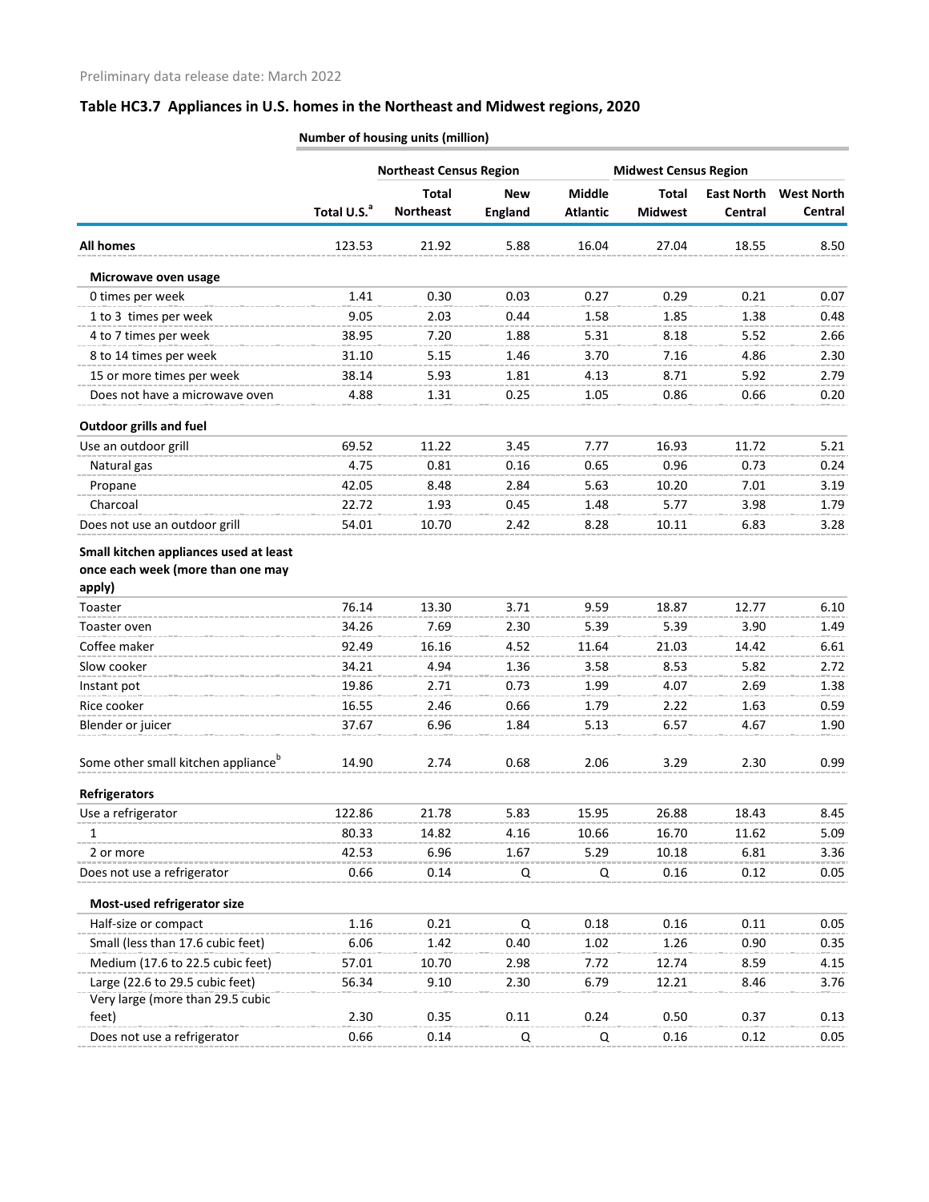Preliminary data release date: March 2022

## Table HC3.7 Appliances in U.S. homes in the Northeast and Midwest regions, 2020

| | Number of housing units (million) | | | | | | |
|---|---|---|---|---|---|---|---|
| | | Northeast Census Region | | | Midwest Census Region | | |
| | Total U.S.[a] | Total Northeast | New England | Middle Atlantic | Total Midwest | East North Central | West North Central |
| **All homes** | 123.53 | 21.92 | 5.88 | 16.04 | 27.04 | 18.55 | 8.50 |
| **Microwave oven usage** | | | | | | | |
| 0 times per week | 1.41 | 0.30 | 0.03 | 0.27 | 0.29 | 0.21 | 0.07 |
| 1 to 3 times per week | 9.05 | 2.03 | 0.44 | 1.58 | 1.85 | 1.38 | 0.48 |
| 4 to 7 times per week | 38.95 | 7.20 | 1.88 | 5.31 | 8.18 | 5.52 | 2.66 |
| 8 to 14 times per week | 31.10 | 5.15 | 1.46 | 3.70 | 7.16 | 4.86 | 2.30 |
| 15 or more times per week | 38.14 | 5.93 | 1.81 | 4.13 | 8.71 | 5.92 | 2.79 |
| Does not have a microwave oven | 4.88 | 1.31 | 0.25 | 1.05 | 0.86 | 0.66 | 0.20 |
| **Outdoor grills and fuel** | | | | | | | |
| Use an outdoor grill | 69.52 | 11.22 | 3.45 | 7.77 | 16.93 | 11.72 | 5.21 |
| Natural gas | 4.75 | 0.81 | 0.16 | 0.65 | 0.96 | 0.73 | 0.24 |
| Propane | 42.05 | 8.48 | 2.84 | 5.63 | 10.20 | 7.01 | 3.19 |
| Charcoal | 22.72 | 1.93 | 0.45 | 1.48 | 5.77 | 3.98 | 1.79 |
| Does not use an outdoor grill | 54.01 | 10.70 | 2.42 | 8.28 | 10.11 | 6.83 | 3.28 |
| **Small kitchen appliances used at least once each week (more than one may apply)** | | | | | | | |
| Toaster | 76.14 | 13.30 | 3.71 | 9.59 | 18.87 | 12.77 | 6.10 |
| Toaster oven | 34.26 | 7.69 | 2.30 | 5.39 | 5.39 | 3.90 | 1.49 |
| Coffee maker | 92.49 | 16.16 | 4.52 | 11.64 | 21.03 | 14.42 | 6.61 |
| Slow cooker | 34.21 | 4.94 | 1.36 | 3.58 | 8.53 | 5.82 | 2.72 |
| Instant pot | 19.86 | 2.71 | 0.73 | 1.99 | 4.07 | 2.69 | 1.38 |
| Rice cooker | 16.55 | 2.46 | 0.66 | 1.79 | 2.22 | 1.63 | 0.59 |
| Blender or juicer | 37.67 | 6.96 | 1.84 | 5.13 | 6.57 | 4.67 | 1.90 |
| Some other small kitchen appliance[b] | 14.90 | 2.74 | 0.68 | 2.06 | 3.29 | 2.30 | 0.99 |
| **Refrigerators** | | | | | | | |
| Use a refrigerator | 122.86 | 21.78 | 5.83 | 15.95 | 26.88 | 18.43 | 8.45 |
| 1 | 80.33 | 14.82 | 4.16 | 10.66 | 16.70 | 11.62 | 5.09 |
| 2 or more | 42.53 | 6.96 | 1.67 | 5.29 | 10.18 | 6.81 | 3.36 |
| Does not use a refrigerator | 0.66 | 0.14 | Q | Q | 0.16 | 0.12 | 0.05 |
| **Most-used refrigerator size** | | | | | | | |
| Half-size or compact | 1.16 | 0.21 | Q | 0.18 | 0.16 | 0.11 | 0.05 |
| Small (less than 17.6 cubic feet) | 6.06 | 1.42 | 0.40 | 1.02 | 1.26 | 0.90 | 0.35 |
| Medium (17.6 to 22.5 cubic feet) | 57.01 | 10.70 | 2.98 | 7.72 | 12.74 | 8.59 | 4.15 |
| Large (22.6 to 29.5 cubic feet) | 56.34 | 9.10 | 2.30 | 6.79 | 12.21 | 8.46 | 3.76 |
| Very large (more than 29.5 cubic feet) | 2.30 | 0.35 | 0.11 | 0.24 | 0.50 | 0.37 | 0.13 |
| Does not use a refrigerator | 0.66 | 0.14 | Q | Q | 0.16 | 0.12 | 0.05 |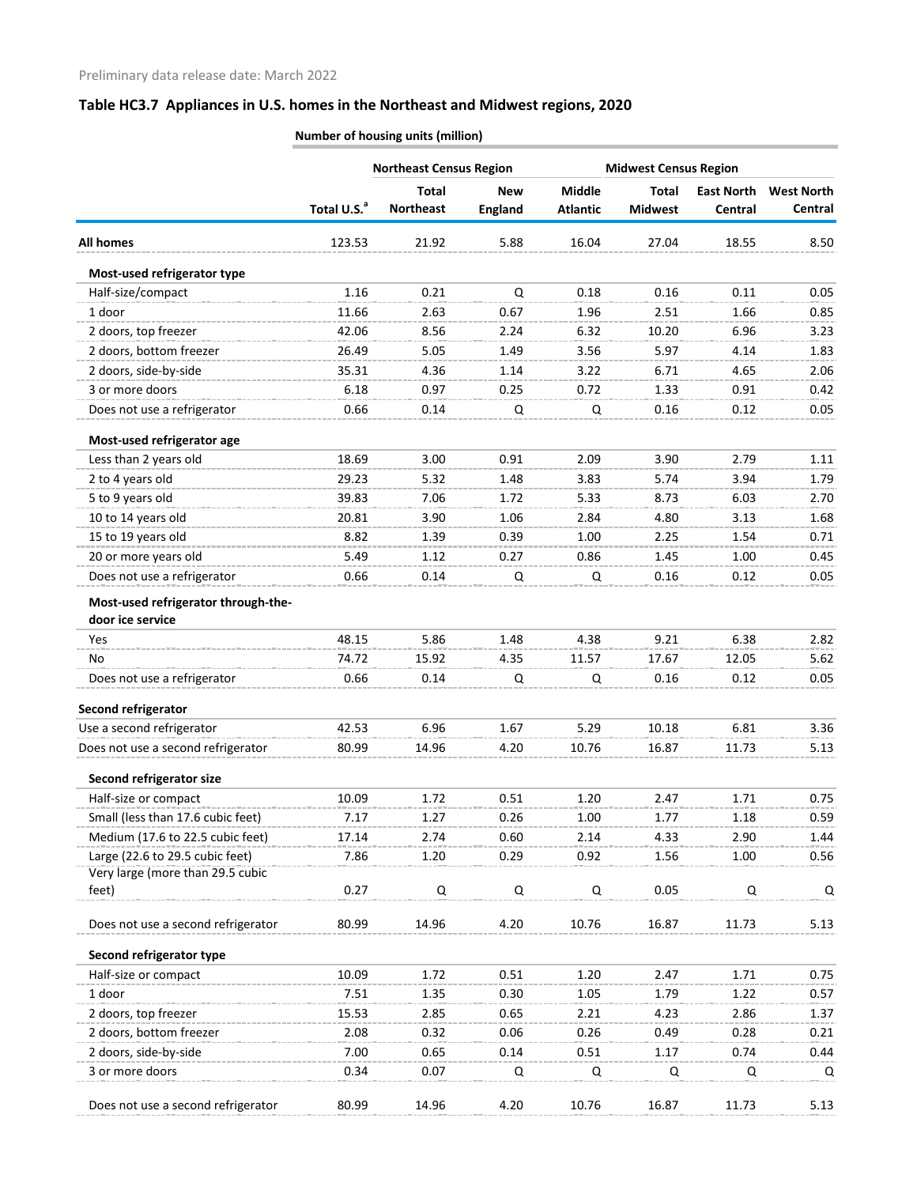Preliminary data release date: March 2022

## Table HC3.7 Appliances in U.S. homes in the Northeast and Midwest regions, 2020

Number of housing units (million)

| | | Northeast Census Region | | | Midwest Census Region | | |
|---|---|---|---|---|---|---|---|
| | Total U.S.[a] | Total Northeast | New England | Middle Atlantic | Total Midwest | East North Central | West North Central |
| **All homes** | 123.53 | 21.92 | 5.88 | 16.04 | 27.04 | 18.55 | 8.50 |
| **Most-used refrigerator type** | | | | | | | |
| Half-size/compact | 1.16 | 0.21 | Q | 0.18 | 0.16 | 0.11 | 0.05 |
| 1 door | 11.66 | 2.63 | 0.67 | 1.96 | 2.51 | 1.66 | 0.85 |
| 2 doors, top freezer | 42.06 | 8.56 | 2.24 | 6.32 | 10.20 | 6.96 | 3.23 |
| 2 doors, bottom freezer | 26.49 | 5.05 | 1.49 | 3.56 | 5.97 | 4.14 | 1.83 |
| 2 doors, side-by-side | 35.31 | 4.36 | 1.14 | 3.22 | 6.71 | 4.65 | 2.06 |
| 3 or more doors | 6.18 | 0.97 | 0.25 | 0.72 | 1.33 | 0.91 | 0.42 |
| Does not use a refrigerator | 0.66 | 0.14 | Q | Q | 0.16 | 0.12 | 0.05 |
| **Most-used refrigerator age** | | | | | | | |
| Less than 2 years old | 18.69 | 3.00 | 0.91 | 2.09 | 3.90 | 2.79 | 1.11 |
| 2 to 4 years old | 29.23 | 5.32 | 1.48 | 3.83 | 5.74 | 3.94 | 1.79 |
| 5 to 9 years old | 39.83 | 7.06 | 1.72 | 5.33 | 8.73 | 6.03 | 2.70 |
| 10 to 14 years old | 20.81 | 3.90 | 1.06 | 2.84 | 4.80 | 3.13 | 1.68 |
| 15 to 19 years old | 8.82 | 1.39 | 0.39 | 1.00 | 2.25 | 1.54 | 0.71 |
| 20 or more years old | 5.49 | 1.12 | 0.27 | 0.86 | 1.45 | 1.00 | 0.45 |
| Does not use a refrigerator | 0.66 | 0.14 | Q | Q | 0.16 | 0.12 | 0.05 |
| **Most-used refrigerator through-the-door ice service** | | | | | | | |
| Yes | 48.15 | 5.86 | 1.48 | 4.38 | 9.21 | 6.38 | 2.82 |
| No | 74.72 | 15.92 | 4.35 | 11.57 | 17.67 | 12.05 | 5.62 |
| Does not use a refrigerator | 0.66 | 0.14 | Q | Q | 0.16 | 0.12 | 0.05 |
| **Second refrigerator** | | | | | | | |
| Use a second refrigerator | 42.53 | 6.96 | 1.67 | 5.29 | 10.18 | 6.81 | 3.36 |
| Does not use a second refrigerator | 80.99 | 14.96 | 4.20 | 10.76 | 16.87 | 11.73 | 5.13 |
| **Second refrigerator size** | | | | | | | |
| Half-size or compact | 10.09 | 1.72 | 0.51 | 1.20 | 2.47 | 1.71 | 0.75 |
| Small (less than 17.6 cubic feet) | 7.17 | 1.27 | 0.26 | 1.00 | 1.77 | 1.18 | 0.59 |
| Medium (17.6 to 22.5 cubic feet) | 17.14 | 2.74 | 0.60 | 2.14 | 4.33 | 2.90 | 1.44 |
| Large (22.6 to 29.5 cubic feet) | 7.86 | 1.20 | 0.29 | 0.92 | 1.56 | 1.00 | 0.56 |
| Very large (more than 29.5 cubic feet) | 0.27 | Q | Q | Q | 0.05 | Q | Q |
| Does not use a second refrigerator | 80.99 | 14.96 | 4.20 | 10.76 | 16.87 | 11.73 | 5.13 |
| **Second refrigerator type** | | | | | | | |
| Half-size or compact | 10.09 | 1.72 | 0.51 | 1.20 | 2.47 | 1.71 | 0.75 |
| 1 door | 7.51 | 1.35 | 0.30 | 1.05 | 1.79 | 1.22 | 0.57 |
| 2 doors, top freezer | 15.53 | 2.85 | 0.65 | 2.21 | 4.23 | 2.86 | 1.37 |
| 2 doors, bottom freezer | 2.08 | 0.32 | 0.06 | 0.26 | 0.49 | 0.28 | 0.21 |
| 2 doors, side-by-side | 7.00 | 0.65 | 0.14 | 0.51 | 1.17 | 0.74 | 0.44 |
| 3 or more doors | 0.34 | 0.07 | Q | Q | Q | Q | Q |
| Does not use a second refrigerator | 80.99 | 14.96 | 4.20 | 10.76 | 16.87 | 11.73 | 5.13 |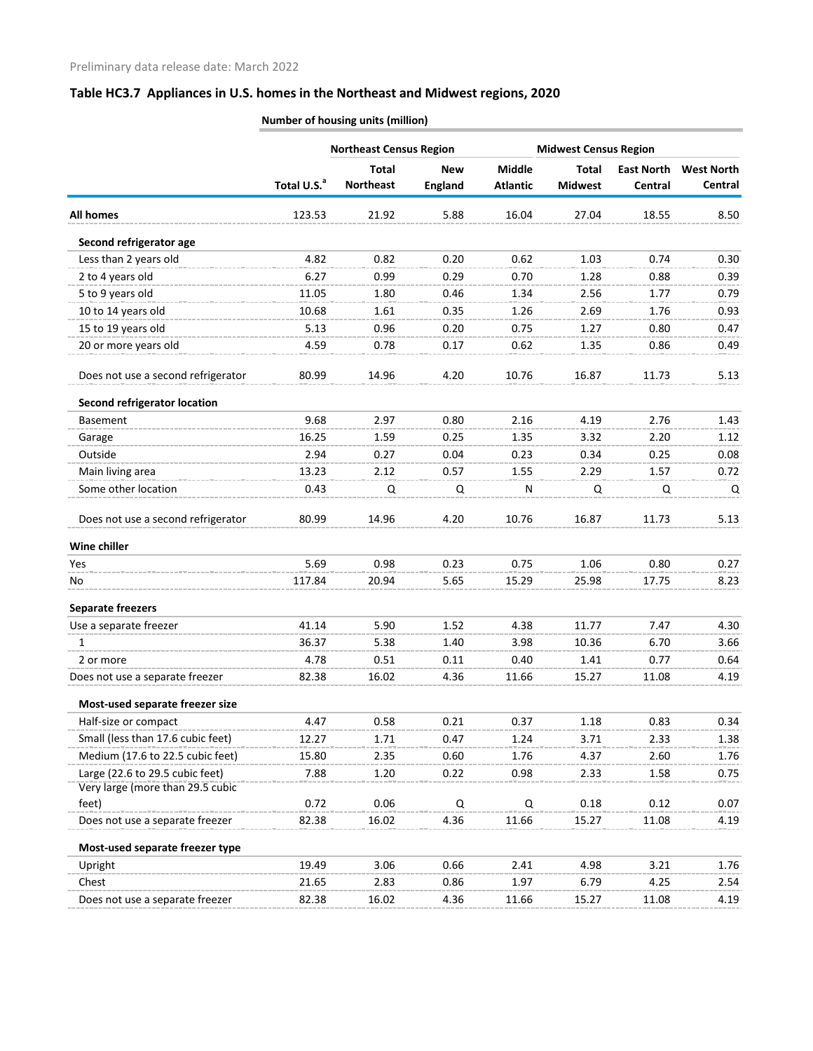Preliminary data release date: March 2022

## Table HC3.7 Appliances in U.S. homes in the Northeast and Midwest regions, 2020

| | Number of housing units (million) | | | | | | |
|---|---|---|---|---|---|---|---|
| | | Northeast Census Region | | | Midwest Census Region | | |
| | Total U.S.[a] | Total Northeast | New England | Middle Atlantic | Total Midwest | East North Central | West North Central |
| **All homes** | 123.53 | 21.92 | 5.88 | 16.04 | 27.04 | 18.55 | 8.50 |
| **Second refrigerator age** | | | | | | | |
| Less than 2 years old | 4.82 | 0.82 | 0.20 | 0.62 | 1.03 | 0.74 | 0.30 |
| 2 to 4 years old | 6.27 | 0.99 | 0.29 | 0.70 | 1.28 | 0.88 | 0.39 |
| 5 to 9 years old | 11.05 | 1.80 | 0.46 | 1.34 | 2.56 | 1.77 | 0.79 |
| 10 to 14 years old | 10.68 | 1.61 | 0.35 | 1.26 | 2.69 | 1.76 | 0.93 |
| 15 to 19 years old | 5.13 | 0.96 | 0.20 | 0.75 | 1.27 | 0.80 | 0.47 |
| 20 or more years old | 4.59 | 0.78 | 0.17 | 0.62 | 1.35 | 0.86 | 0.49 |
| Does not use a second refrigerator | 80.99 | 14.96 | 4.20 | 10.76 | 16.87 | 11.73 | 5.13 |
| **Second refrigerator location** | | | | | | | |
| Basement | 9.68 | 2.97 | 0.80 | 2.16 | 4.19 | 2.76 | 1.43 |
| Garage | 16.25 | 1.59 | 0.25 | 1.35 | 3.32 | 2.20 | 1.12 |
| Outside | 2.94 | 0.27 | 0.04 | 0.23 | 0.34 | 0.25 | 0.08 |
| Main living area | 13.23 | 2.12 | 0.57 | 1.55 | 2.29 | 1.57 | 0.72 |
| Some other location | 0.43 | Q | Q | N | Q | Q | Q |
| Does not use a second refrigerator | 80.99 | 14.96 | 4.20 | 10.76 | 16.87 | 11.73 | 5.13 |
| **Wine chiller** | | | | | | | |
| Yes | 5.69 | 0.98 | 0.23 | 0.75 | 1.06 | 0.80 | 0.27 |
| No | 117.84 | 20.94 | 5.65 | 15.29 | 25.98 | 17.75 | 8.23 |
| **Separate freezers** | | | | | | | |
| Use a separate freezer | 41.14 | 5.90 | 1.52 | 4.38 | 11.77 | 7.47 | 4.30 |
| 1 | 36.37 | 5.38 | 1.40 | 3.98 | 10.36 | 6.70 | 3.66 |
| 2 or more | 4.78 | 0.51 | 0.11 | 0.40 | 1.41 | 0.77 | 0.64 |
| Does not use a separate freezer | 82.38 | 16.02 | 4.36 | 11.66 | 15.27 | 11.08 | 4.19 |
| **Most-used separate freezer size** | | | | | | | |
| Half-size or compact | 4.47 | 0.58 | 0.21 | 0.37 | 1.18 | 0.83 | 0.34 |
| Small (less than 17.6 cubic feet) | 12.27 | 1.71 | 0.47 | 1.24 | 3.71 | 2.33 | 1.38 |
| Medium (17.6 to 22.5 cubic feet) | 15.80 | 2.35 | 0.60 | 1.76 | 4.37 | 2.60 | 1.76 |
| Large (22.6 to 29.5 cubic feet) | 7.88 | 1.20 | 0.22 | 0.98 | 2.33 | 1.58 | 0.75 |
| Very large (more than 29.5 cubic feet) | 0.72 | 0.06 | Q | Q | 0.18 | 0.12 | 0.07 |
| Does not use a separate freezer | 82.38 | 16.02 | 4.36 | 11.66 | 15.27 | 11.08 | 4.19 |
| **Most-used separate freezer type** | | | | | | | |
| Upright | 19.49 | 3.06 | 0.66 | 2.41 | 4.98 | 3.21 | 1.76 |
| Chest | 21.65 | 2.83 | 0.86 | 1.97 | 6.79 | 4.25 | 2.54 |
| Does not use a separate freezer | 82.38 | 16.02 | 4.36 | 11.66 | 15.27 | 11.08 | 4.19 |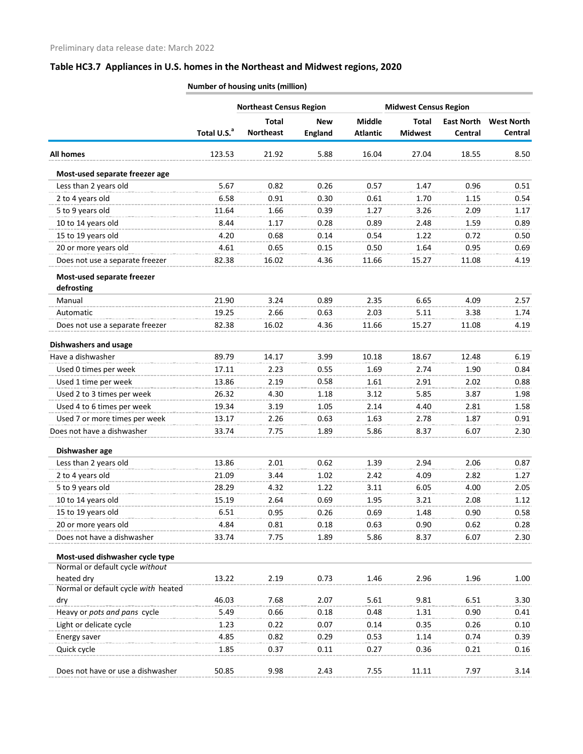Preliminary data release date: March 2022

## Table HC3.7 Appliances in U.S. homes in the Northeast and Midwest regions, 2020

| | Number of housing units (million) | | | | | | |
|---|---|---|---|---|---|---|---|
| | | Northeast Census Region | | | Midwest Census Region | | |
| | Total U.S.[a] | Total Northeast | New England | Middle Atlantic | Total Midwest | East North Central | West North Central |
| **All homes** | 123.53 | 21.92 | 5.88 | 16.04 | 27.04 | 18.55 | 8.50 |
| **Most-used separate freezer age** | | | | | | | |
| Less than 2 years old | 5.67 | 0.82 | 0.26 | 0.57 | 1.47 | 0.96 | 0.51 |
| 2 to 4 years old | 6.58 | 0.91 | 0.30 | 0.61 | 1.70 | 1.15 | 0.54 |
| 5 to 9 years old | 11.64 | 1.66 | 0.39 | 1.27 | 3.26 | 2.09 | 1.17 |
| 10 to 14 years old | 8.44 | 1.17 | 0.28 | 0.89 | 2.48 | 1.59 | 0.89 |
| 15 to 19 years old | 4.20 | 0.68 | 0.14 | 0.54 | 1.22 | 0.72 | 0.50 |
| 20 or more years old | 4.61 | 0.65 | 0.15 | 0.50 | 1.64 | 0.95 | 0.69 |
| Does not use a separate freezer | 82.38 | 16.02 | 4.36 | 11.66 | 15.27 | 11.08 | 4.19 |
| **Most-used separate freezer defrosting** | | | | | | | |
| Manual | 21.90 | 3.24 | 0.89 | 2.35 | 6.65 | 4.09 | 2.57 |
| Automatic | 19.25 | 2.66 | 0.63 | 2.03 | 5.11 | 3.38 | 1.74 |
| Does not use a separate freezer | 82.38 | 16.02 | 4.36 | 11.66 | 15.27 | 11.08 | 4.19 |
| **Dishwashers and usage** | | | | | | | |
| Have a dishwasher | 89.79 | 14.17 | 3.99 | 10.18 | 18.67 | 12.48 | 6.19 |
| Used 0 times per week | 17.11 | 2.23 | 0.55 | 1.69 | 2.74 | 1.90 | 0.84 |
| Used 1 time per week | 13.86 | 2.19 | 0.58 | 1.61 | 2.91 | 2.02 | 0.88 |
| Used 2 to 3 times per week | 26.32 | 4.30 | 1.18 | 3.12 | 5.85 | 3.87 | 1.98 |
| Used 4 to 6 times per week | 19.34 | 3.19 | 1.05 | 2.14 | 4.40 | 2.81 | 1.58 |
| Used 7 or more times per week | 13.17 | 2.26 | 0.63 | 1.63 | 2.78 | 1.87 | 0.91 |
| Does not have a dishwasher | 33.74 | 7.75 | 1.89 | 5.86 | 8.37 | 6.07 | 2.30 |
| **Dishwasher age** | | | | | | | |
| Less than 2 years old | 13.86 | 2.01 | 0.62 | 1.39 | 2.94 | 2.06 | 0.87 |
| 2 to 4 years old | 21.09 | 3.44 | 1.02 | 2.42 | 4.09 | 2.82 | 1.27 |
| 5 to 9 years old | 28.29 | 4.32 | 1.22 | 3.11 | 6.05 | 4.00 | 2.05 |
| 10 to 14 years old | 15.19 | 2.64 | 0.69 | 1.95 | 3.21 | 2.08 | 1.12 |
| 15 to 19 years old | 6.51 | 0.95 | 0.26 | 0.69 | 1.48 | 0.90 | 0.58 |
| 20 or more years old | 4.84 | 0.81 | 0.18 | 0.63 | 0.90 | 0.62 | 0.28 |
| Does not have a dishwasher | 33.74 | 7.75 | 1.89 | 5.86 | 8.37 | 6.07 | 2.30 |
| **Most-used dishwasher cycle type** | | | | | | | |
| Normal or default cycle *without* heated dry | 13.22 | 2.19 | 0.73 | 1.46 | 2.96 | 1.96 | 1.00 |
| Normal or default cycle *with* heated dry | 46.03 | 7.68 | 2.07 | 5.61 | 9.81 | 6.51 | 3.30 |
| Heavy or *pots and pans* cycle | 5.49 | 0.66 | 0.18 | 0.48 | 1.31 | 0.90 | 0.41 |
| Light or delicate cycle | 1.23 | 0.22 | 0.07 | 0.14 | 0.35 | 0.26 | 0.10 |
| Energy saver | 4.85 | 0.82 | 0.29 | 0.53 | 1.14 | 0.74 | 0.39 |
| Quick cycle | 1.85 | 0.37 | 0.11 | 0.27 | 0.36 | 0.21 | 0.16 |
| Does not have or use a dishwasher | 50.85 | 9.98 | 2.43 | 7.55 | 11.11 | 7.97 | 3.14 |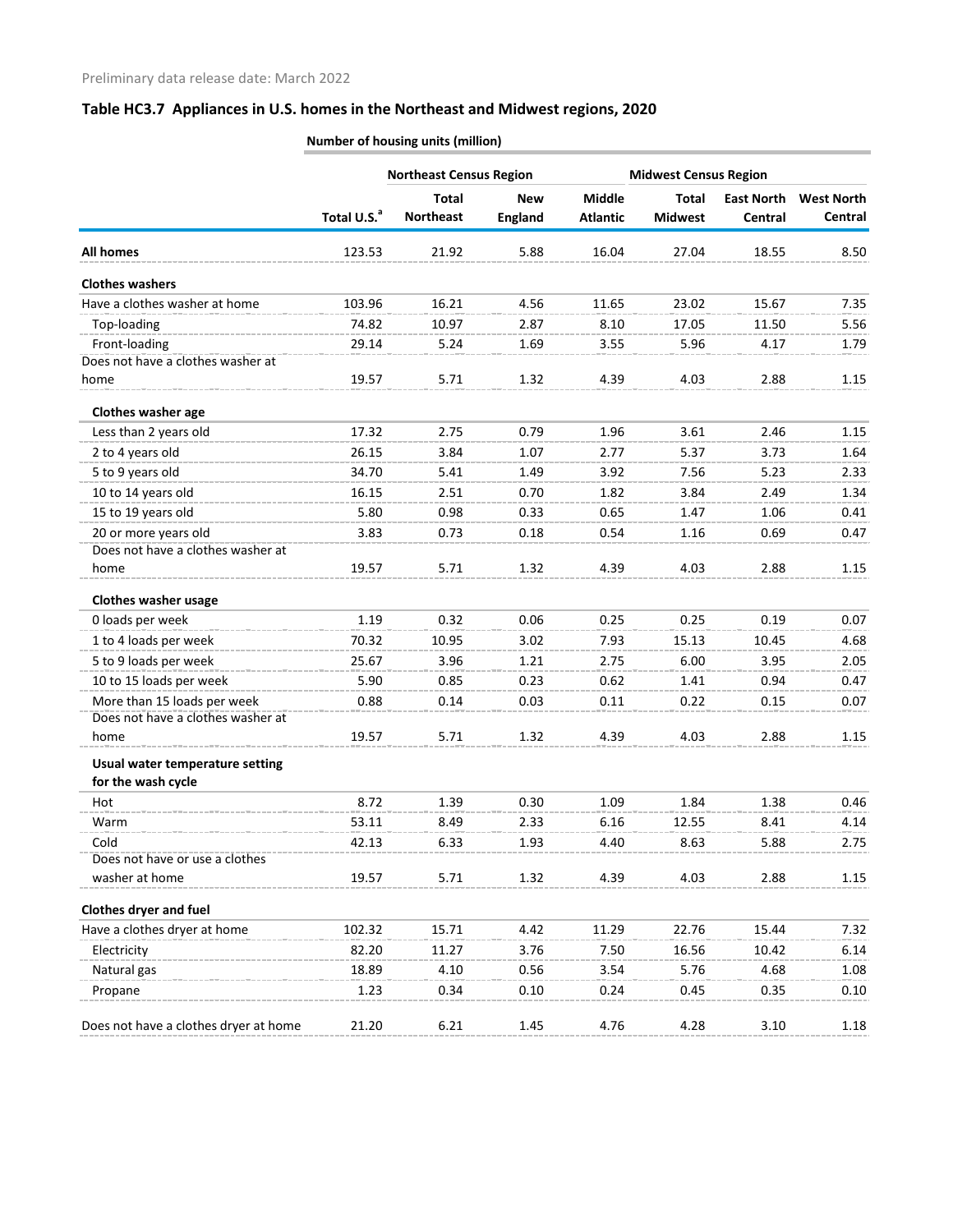Preliminary data release date: March 2022

## Table HC3.7 Appliances in U.S. homes in the Northeast and Midwest regions, 2020

Number of housing units (million)

| | | Northeast Census Region | | | Midwest Census Region | | |
|---|---|---|---|---|---|---|---|
| | Total U.S.[a] | Total Northeast | New England | Middle Atlantic | Total Midwest | East North Central | West North Central |
| **All homes** | 123.53 | 21.92 | 5.88 | 16.04 | 27.04 | 18.55 | 8.50 |
| **Clothes washers** | | | | | | | |
| Have a clothes washer at home | 103.96 | 16.21 | 4.56 | 11.65 | 23.02 | 15.67 | 7.35 |
| Top-loading | 74.82 | 10.97 | 2.87 | 8.10 | 17.05 | 11.50 | 5.56 |
| Front-loading | 29.14 | 5.24 | 1.69 | 3.55 | 5.96 | 4.17 | 1.79 |
| Does not have a clothes washer at home | 19.57 | 5.71 | 1.32 | 4.39 | 4.03 | 2.88 | 1.15 |
| **Clothes washer age** | | | | | | | |
| Less than 2 years old | 17.32 | 2.75 | 0.79 | 1.96 | 3.61 | 2.46 | 1.15 |
| 2 to 4 years old | 26.15 | 3.84 | 1.07 | 2.77 | 5.37 | 3.73 | 1.64 |
| 5 to 9 years old | 34.70 | 5.41 | 1.49 | 3.92 | 7.56 | 5.23 | 2.33 |
| 10 to 14 years old | 16.15 | 2.51 | 0.70 | 1.82 | 3.84 | 2.49 | 1.34 |
| 15 to 19 years old | 5.80 | 0.98 | 0.33 | 0.65 | 1.47 | 1.06 | 0.41 |
| 20 or more years old | 3.83 | 0.73 | 0.18 | 0.54 | 1.16 | 0.69 | 0.47 |
| Does not have a clothes washer at home | 19.57 | 5.71 | 1.32 | 4.39 | 4.03 | 2.88 | 1.15 |
| **Clothes washer usage** | | | | | | | |
| 0 loads per week | 1.19 | 0.32 | 0.06 | 0.25 | 0.25 | 0.19 | 0.07 |
| 1 to 4 loads per week | 70.32 | 10.95 | 3.02 | 7.93 | 15.13 | 10.45 | 4.68 |
| 5 to 9 loads per week | 25.67 | 3.96 | 1.21 | 2.75 | 6.00 | 3.95 | 2.05 |
| 10 to 15 loads per week | 5.90 | 0.85 | 0.23 | 0.62 | 1.41 | 0.94 | 0.47 |
| More than 15 loads per week | 0.88 | 0.14 | 0.03 | 0.11 | 0.22 | 0.15 | 0.07 |
| Does not have a clothes washer at home | 19.57 | 5.71 | 1.32 | 4.39 | 4.03 | 2.88 | 1.15 |
| **Usual water temperature setting for the wash cycle** | | | | | | | |
| Hot | 8.72 | 1.39 | 0.30 | 1.09 | 1.84 | 1.38 | 0.46 |
| Warm | 53.11 | 8.49 | 2.33 | 6.16 | 12.55 | 8.41 | 4.14 |
| Cold | 42.13 | 6.33 | 1.93 | 4.40 | 8.63 | 5.88 | 2.75 |
| Does not have or use a clothes washer at home | 19.57 | 5.71 | 1.32 | 4.39 | 4.03 | 2.88 | 1.15 |
| **Clothes dryer and fuel** | | | | | | | |
| Have a clothes dryer at home | 102.32 | 15.71 | 4.42 | 11.29 | 22.76 | 15.44 | 7.32 |
| Electricity | 82.20 | 11.27 | 3.76 | 7.50 | 16.56 | 10.42 | 6.14 |
| Natural gas | 18.89 | 4.10 | 0.56 | 3.54 | 5.76 | 4.68 | 1.08 |
| Propane | 1.23 | 0.34 | 0.10 | 0.24 | 0.45 | 0.35 | 0.10 |
| Does not have a clothes dryer at home | 21.20 | 6.21 | 1.45 | 4.76 | 4.28 | 3.10 | 1.18 |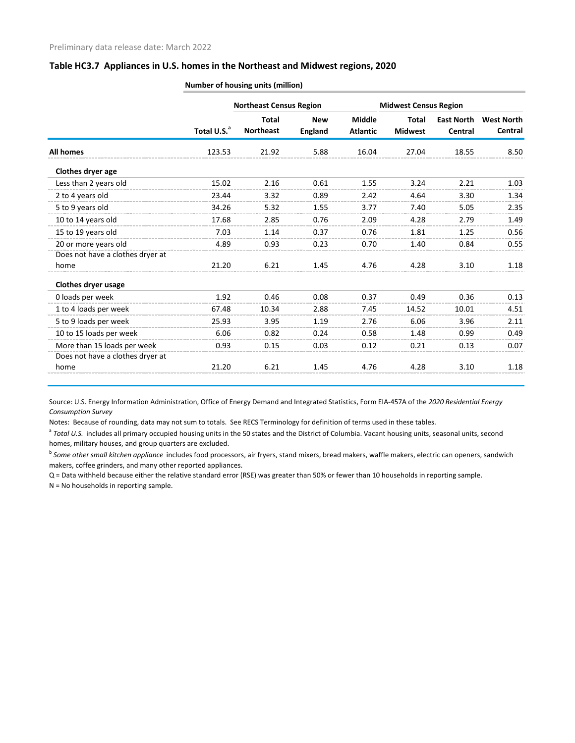Preliminary data release date: March 2022

### Table HC3.7 Appliances in U.S. homes in the Northeast and Midwest regions, 2020

| | Number of housing units (million) | | | | | | |
|---|---|---|---|---|---|---|---|
| | | Northeast Census Region | | | Midwest Census Region | | |
| | Total U.S.[a] | Total Northeast | New England | Middle Atlantic | Total Midwest | East North Central | West North Central |
| **All homes** | 123.53 | 21.92 | 5.88 | 16.04 | 27.04 | 18.55 | 8.50 |
| **Clothes dryer age** | | | | | | | |
| Less than 2 years old | 15.02 | 2.16 | 0.61 | 1.55 | 3.24 | 2.21 | 1.03 |
| 2 to 4 years old | 23.44 | 3.32 | 0.89 | 2.42 | 4.64 | 3.30 | 1.34 |
| 5 to 9 years old | 34.26 | 5.32 | 1.55 | 3.77 | 7.40 | 5.05 | 2.35 |
| 10 to 14 years old | 17.68 | 2.85 | 0.76 | 2.09 | 4.28 | 2.79 | 1.49 |
| 15 to 19 years old | 7.03 | 1.14 | 0.37 | 0.76 | 1.81 | 1.25 | 0.56 |
| 20 or more years old | 4.89 | 0.93 | 0.23 | 0.70 | 1.40 | 0.84 | 0.55 |
| Does not have a clothes dryer at home | 21.20 | 6.21 | 1.45 | 4.76 | 4.28 | 3.10 | 1.18 |
| **Clothes dryer usage** | | | | | | | |
| 0 loads per week | 1.92 | 0.46 | 0.08 | 0.37 | 0.49 | 0.36 | 0.13 |
| 1 to 4 loads per week | 67.48 | 10.34 | 2.88 | 7.45 | 14.52 | 10.01 | 4.51 |
| 5 to 9 loads per week | 25.93 | 3.95 | 1.19 | 2.76 | 6.06 | 3.96 | 2.11 |
| 10 to 15 loads per week | 6.06 | 0.82 | 0.24 | 0.58 | 1.48 | 0.99 | 0.49 |
| More than 15 loads per week | 0.93 | 0.15 | 0.03 | 0.12 | 0.21 | 0.13 | 0.07 |
| Does not have a clothes dryer at home | 21.20 | 6.21 | 1.45 | 4.76 | 4.28 | 3.10 | 1.18 |

Source: U.S. Energy Information Administration, Office of Energy Demand and Integrated Statistics, Form EIA-457A of the *2020 Residential Energy Consumption Survey*

Notes: Because of rounding, data may not sum to totals. See RECS Terminology for definition of terms used in these tables.

[a] *Total U.S.* includes all primary occupied housing units in the 50 states and the District of Columbia. Vacant housing units, seasonal units, second homes, military houses, and group quarters are excluded.

[b] *Some other small kitchen appliance* includes food processors, air fryers, stand mixers, bread makers, waffle makers, electric can openers, sandwich makers, coffee grinders, and many other reported appliances.

Q = Data withheld because either the relative standard error (RSE) was greater than 50% or fewer than 10 households in reporting sample.

N = No households in reporting sample.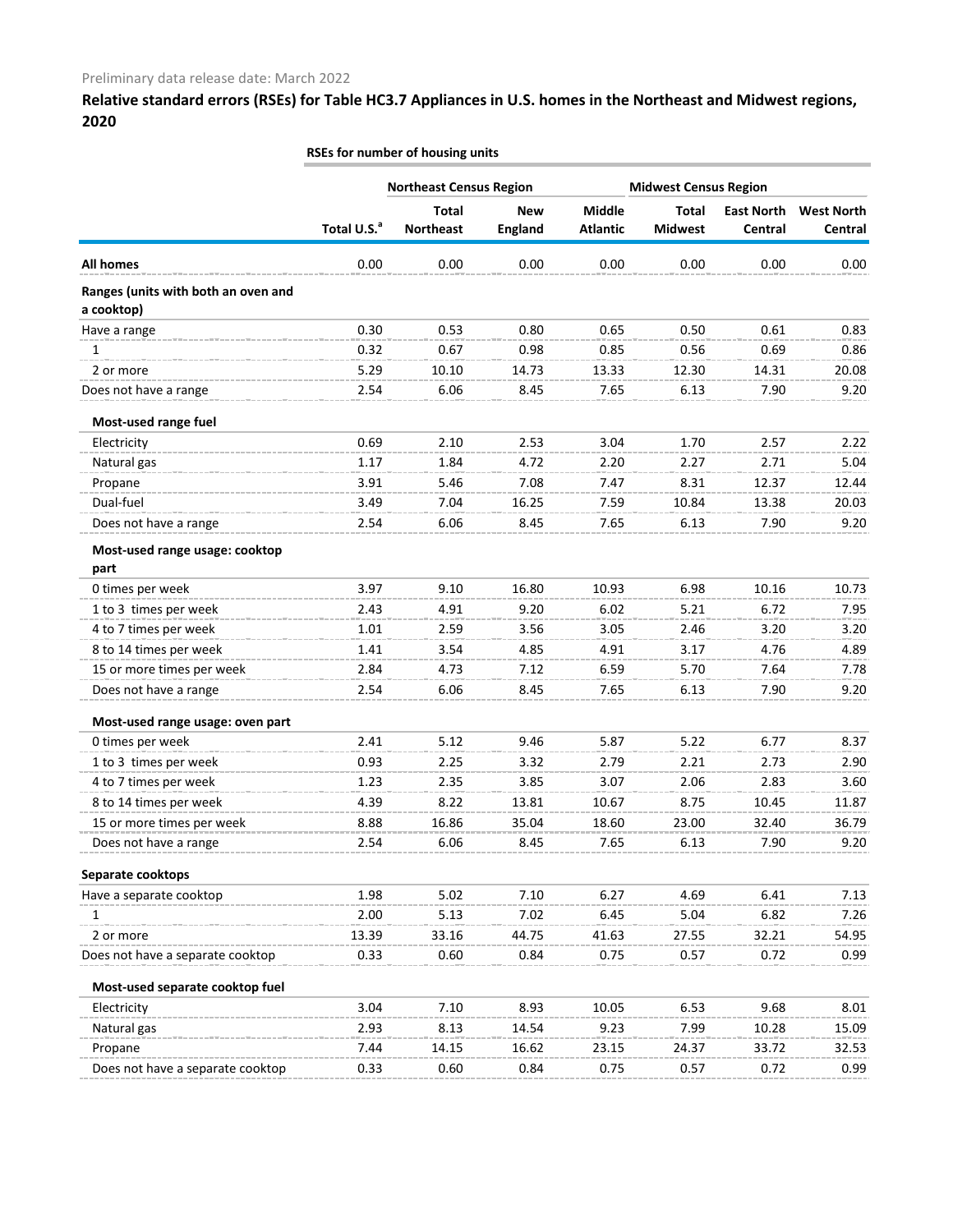Preliminary data release date: March 2022

## Relative standard errors (RSEs) for Table HC3.7 Appliances in U.S. homes in the Northeast and Midwest regions, 2020

| | RSEs for number of housing units | | | | | | |
|---|---|---|---|---|---|---|---|
| | | Northeast Census Region | | | Midwest Census Region | | |
| | Total U.S.[a] | Total Northeast | New England | Middle Atlantic | Total Midwest | East North Central | West North Central |
| **All homes** | 0.00 | 0.00 | 0.00 | 0.00 | 0.00 | 0.00 | 0.00 |
| **Ranges (units with both an oven and a cooktop)** | | | | | | | |
| Have a range | 0.30 | 0.53 | 0.80 | 0.65 | 0.50 | 0.61 | 0.83 |
| 1 | 0.32 | 0.67 | 0.98 | 0.85 | 0.56 | 0.69 | 0.86 |
| 2 or more | 5.29 | 10.10 | 14.73 | 13.33 | 12.30 | 14.31 | 20.08 |
| Does not have a range | 2.54 | 6.06 | 8.45 | 7.65 | 6.13 | 7.90 | 9.20 |
| **Most-used range fuel** | | | | | | | |
| Electricity | 0.69 | 2.10 | 2.53 | 3.04 | 1.70 | 2.57 | 2.22 |
| Natural gas | 1.17 | 1.84 | 4.72 | 2.20 | 2.27 | 2.71 | 5.04 |
| Propane | 3.91 | 5.46 | 7.08 | 7.47 | 8.31 | 12.37 | 12.44 |
| Dual-fuel | 3.49 | 7.04 | 16.25 | 7.59 | 10.84 | 13.38 | 20.03 |
| Does not have a range | 2.54 | 6.06 | 8.45 | 7.65 | 6.13 | 7.90 | 9.20 |
| **Most-used range usage: cooktop part** | | | | | | | |
| 0 times per week | 3.97 | 9.10 | 16.80 | 10.93 | 6.98 | 10.16 | 10.73 |
| 1 to 3 times per week | 2.43 | 4.91 | 9.20 | 6.02 | 5.21 | 6.72 | 7.95 |
| 4 to 7 times per week | 1.01 | 2.59 | 3.56 | 3.05 | 2.46 | 3.20 | 3.20 |
| 8 to 14 times per week | 1.41 | 3.54 | 4.85 | 4.91 | 3.17 | 4.76 | 4.89 |
| 15 or more times per week | 2.84 | 4.73 | 7.12 | 6.59 | 5.70 | 7.64 | 7.78 |
| Does not have a range | 2.54 | 6.06 | 8.45 | 7.65 | 6.13 | 7.90 | 9.20 |
| **Most-used range usage: oven part** | | | | | | | |
| 0 times per week | 2.41 | 5.12 | 9.46 | 5.87 | 5.22 | 6.77 | 8.37 |
| 1 to 3 times per week | 0.93 | 2.25 | 3.32 | 2.79 | 2.21 | 2.73 | 2.90 |
| 4 to 7 times per week | 1.23 | 2.35 | 3.85 | 3.07 | 2.06 | 2.83 | 3.60 |
| 8 to 14 times per week | 4.39 | 8.22 | 13.81 | 10.67 | 8.75 | 10.45 | 11.87 |
| 15 or more times per week | 8.88 | 16.86 | 35.04 | 18.60 | 23.00 | 32.40 | 36.79 |
| Does not have a range | 2.54 | 6.06 | 8.45 | 7.65 | 6.13 | 7.90 | 9.20 |
| **Separate cooktops** | | | | | | | |
| Have a separate cooktop | 1.98 | 5.02 | 7.10 | 6.27 | 4.69 | 6.41 | 7.13 |
| 1 | 2.00 | 5.13 | 7.02 | 6.45 | 5.04 | 6.82 | 7.26 |
| 2 or more | 13.39 | 33.16 | 44.75 | 41.63 | 27.55 | 32.21 | 54.95 |
| Does not have a separate cooktop | 0.33 | 0.60 | 0.84 | 0.75 | 0.57 | 0.72 | 0.99 |
| **Most-used separate cooktop fuel** | | | | | | | |
| Electricity | 3.04 | 7.10 | 8.93 | 10.05 | 6.53 | 9.68 | 8.01 |
| Natural gas | 2.93 | 8.13 | 14.54 | 9.23 | 7.99 | 10.28 | 15.09 |
| Propane | 7.44 | 14.15 | 16.62 | 23.15 | 24.37 | 33.72 | 32.53 |
| Does not have a separate cooktop | 0.33 | 0.60 | 0.84 | 0.75 | 0.57 | 0.72 | 0.99 |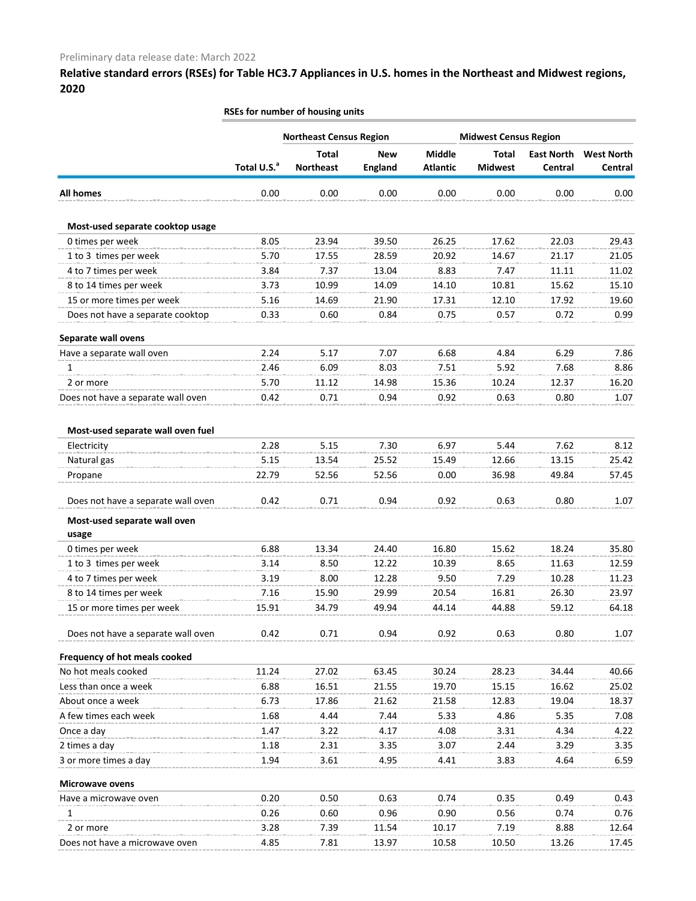Preliminary data release date: March 2022

## Relative standard errors (RSEs) for Table HC3.7 Appliances in U.S. homes in the Northeast and Midwest regions, 2020

| | RSEs for number of housing units | | | | | | |
|---|---|---|---|---|---|---|---|
| | | Northeast Census Region | | | Midwest Census Region | | |
| | Total U.S.[a] | Total Northeast | New England | Middle Atlantic | Total Midwest | East North Central | West North Central |
| **All homes** | 0.00 | 0.00 | 0.00 | 0.00 | 0.00 | 0.00 | 0.00 |
| **Most-used separate cooktop usage** | | | | | | | |
| 0 times per week | 8.05 | 23.94 | 39.50 | 26.25 | 17.62 | 22.03 | 29.43 |
| 1 to 3 times per week | 5.70 | 17.55 | 28.59 | 20.92 | 14.67 | 21.17 | 21.05 |
| 4 to 7 times per week | 3.84 | 7.37 | 13.04 | 8.83 | 7.47 | 11.11 | 11.02 |
| 8 to 14 times per week | 3.73 | 10.99 | 14.09 | 14.10 | 10.81 | 15.62 | 15.10 |
| 15 or more times per week | 5.16 | 14.69 | 21.90 | 17.31 | 12.10 | 17.92 | 19.60 |
| Does not have a separate cooktop | 0.33 | 0.60 | 0.84 | 0.75 | 0.57 | 0.72 | 0.99 |
| **Separate wall ovens** | | | | | | | |
| Have a separate wall oven | 2.24 | 5.17 | 7.07 | 6.68 | 4.84 | 6.29 | 7.86 |
| 1 | 2.46 | 6.09 | 8.03 | 7.51 | 5.92 | 7.68 | 8.86 |
| 2 or more | 5.70 | 11.12 | 14.98 | 15.36 | 10.24 | 12.37 | 16.20 |
| Does not have a separate wall oven | 0.42 | 0.71 | 0.94 | 0.92 | 0.63 | 0.80 | 1.07 |
| **Most-used separate wall oven fuel** | | | | | | | |
| Electricity | 2.28 | 5.15 | 7.30 | 6.97 | 5.44 | 7.62 | 8.12 |
| Natural gas | 5.15 | 13.54 | 25.52 | 15.49 | 12.66 | 13.15 | 25.42 |
| Propane | 22.79 | 52.56 | 52.56 | 0.00 | 36.98 | 49.84 | 57.45 |
| Does not have a separate wall oven | 0.42 | 0.71 | 0.94 | 0.92 | 0.63 | 0.80 | 1.07 |
| **Most-used separate wall oven usage** | | | | | | | |
| 0 times per week | 6.88 | 13.34 | 24.40 | 16.80 | 15.62 | 18.24 | 35.80 |
| 1 to 3 times per week | 3.14 | 8.50 | 12.22 | 10.39 | 8.65 | 11.63 | 12.59 |
| 4 to 7 times per week | 3.19 | 8.00 | 12.28 | 9.50 | 7.29 | 10.28 | 11.23 |
| 8 to 14 times per week | 7.16 | 15.90 | 29.99 | 20.54 | 16.81 | 26.30 | 23.97 |
| 15 or more times per week | 15.91 | 34.79 | 49.94 | 44.14 | 44.88 | 59.12 | 64.18 |
| Does not have a separate wall oven | 0.42 | 0.71 | 0.94 | 0.92 | 0.63 | 0.80 | 1.07 |
| **Frequency of hot meals cooked** | | | | | | | |
| No hot meals cooked | 11.24 | 27.02 | 63.45 | 30.24 | 28.23 | 34.44 | 40.66 |
| Less than once a week | 6.88 | 16.51 | 21.55 | 19.70 | 15.15 | 16.62 | 25.02 |
| About once a week | 6.73 | 17.86 | 21.62 | 21.58 | 12.83 | 19.04 | 18.37 |
| A few times each week | 1.68 | 4.44 | 7.44 | 5.33 | 4.86 | 5.35 | 7.08 |
| Once a day | 1.47 | 3.22 | 4.17 | 4.08 | 3.31 | 4.34 | 4.22 |
| 2 times a day | 1.18 | 2.31 | 3.35 | 3.07 | 2.44 | 3.29 | 3.35 |
| 3 or more times a day | 1.94 | 3.61 | 4.95 | 4.41 | 3.83 | 4.64 | 6.59 |
| **Microwave ovens** | | | | | | | |
| Have a microwave oven | 0.20 | 0.50 | 0.63 | 0.74 | 0.35 | 0.49 | 0.43 |
| 1 | 0.26 | 0.60 | 0.96 | 0.90 | 0.56 | 0.74 | 0.76 |
| 2 or more | 3.28 | 7.39 | 11.54 | 10.17 | 7.19 | 8.88 | 12.64 |
| Does not have a microwave oven | 4.85 | 7.81 | 13.97 | 10.58 | 10.50 | 13.26 | 17.45 |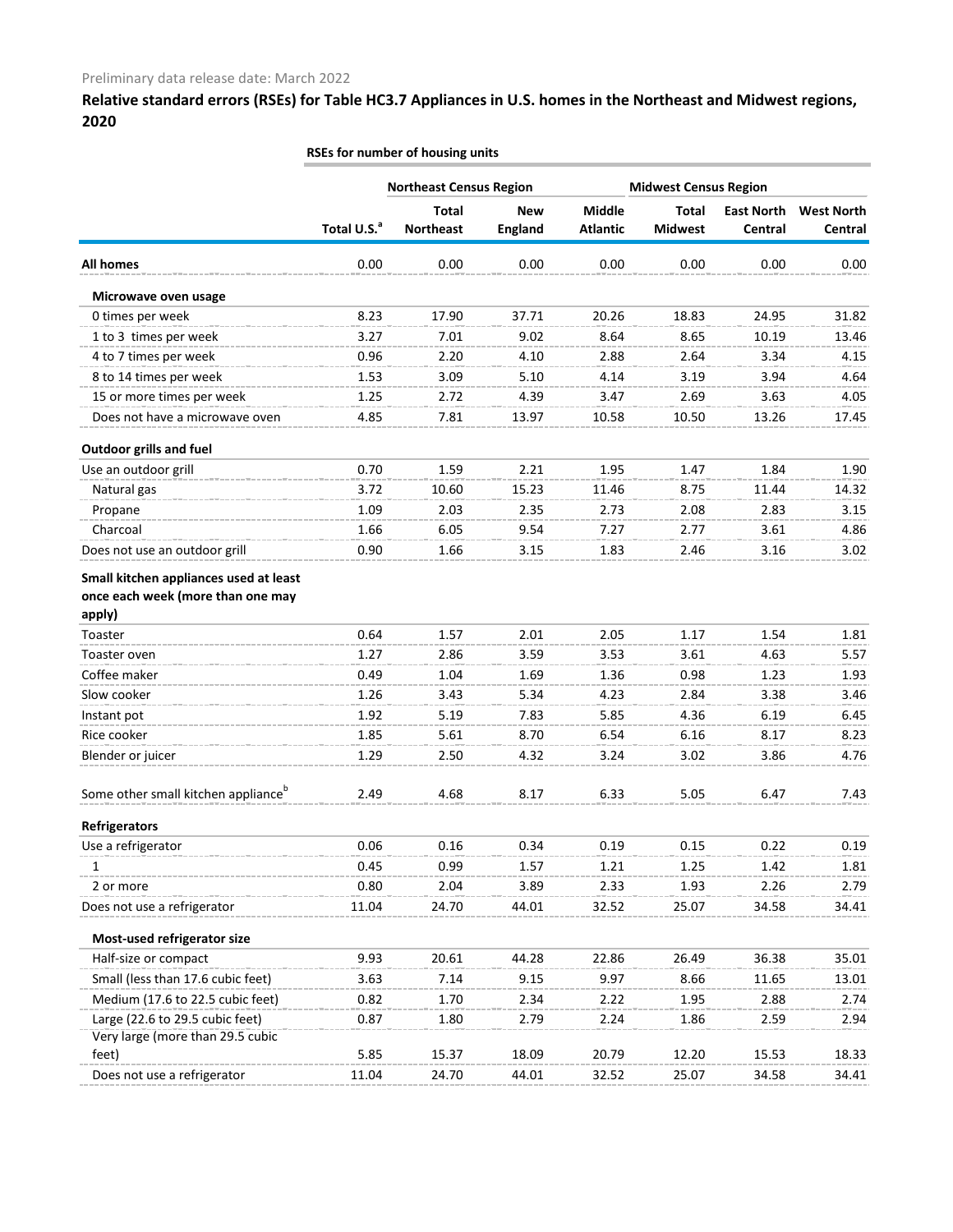Preliminary data release date: March 2022

## Relative standard errors (RSEs) for Table HC3.7 Appliances in U.S. homes in the Northeast and Midwest regions, 2020

| | RSEs for number of housing units | | | | | | |
|---|---|---|---|---|---|---|---|
| | | Northeast Census Region | | | Midwest Census Region | | |
| | Total U.S.[a] | Total Northeast | New England | Middle Atlantic | Total Midwest | East North Central | West North Central |
| **All homes** | 0.00 | 0.00 | 0.00 | 0.00 | 0.00 | 0.00 | 0.00 |
| **Microwave oven usage** | | | | | | | |
| 0 times per week | 8.23 | 17.90 | 37.71 | 20.26 | 18.83 | 24.95 | 31.82 |
| 1 to 3 times per week | 3.27 | 7.01 | 9.02 | 8.64 | 8.65 | 10.19 | 13.46 |
| 4 to 7 times per week | 0.96 | 2.20 | 4.10 | 2.88 | 2.64 | 3.34 | 4.15 |
| 8 to 14 times per week | 1.53 | 3.09 | 5.10 | 4.14 | 3.19 | 3.94 | 4.64 |
| 15 or more times per week | 1.25 | 2.72 | 4.39 | 3.47 | 2.69 | 3.63 | 4.05 |
| Does not have a microwave oven | 4.85 | 7.81 | 13.97 | 10.58 | 10.50 | 13.26 | 17.45 |
| **Outdoor grills and fuel** | | | | | | | |
| Use an outdoor grill | 0.70 | 1.59 | 2.21 | 1.95 | 1.47 | 1.84 | 1.90 |
| Natural gas | 3.72 | 10.60 | 15.23 | 11.46 | 8.75 | 11.44 | 14.32 |
| Propane | 1.09 | 2.03 | 2.35 | 2.73 | 2.08 | 2.83 | 3.15 |
| Charcoal | 1.66 | 6.05 | 9.54 | 7.27 | 2.77 | 3.61 | 4.86 |
| Does not use an outdoor grill | 0.90 | 1.66 | 3.15 | 1.83 | 2.46 | 3.16 | 3.02 |
| **Small kitchen appliances used at least once each week (more than one may apply)** | | | | | | | |
| Toaster | 0.64 | 1.57 | 2.01 | 2.05 | 1.17 | 1.54 | 1.81 |
| Toaster oven | 1.27 | 2.86 | 3.59 | 3.53 | 3.61 | 4.63 | 5.57 |
| Coffee maker | 0.49 | 1.04 | 1.69 | 1.36 | 0.98 | 1.23 | 1.93 |
| Slow cooker | 1.26 | 3.43 | 5.34 | 4.23 | 2.84 | 3.38 | 3.46 |
| Instant pot | 1.92 | 5.19 | 7.83 | 5.85 | 4.36 | 6.19 | 6.45 |
| Rice cooker | 1.85 | 5.61 | 8.70 | 6.54 | 6.16 | 8.17 | 8.23 |
| Blender or juicer | 1.29 | 2.50 | 4.32 | 3.24 | 3.02 | 3.86 | 4.76 |
| Some other small kitchen appliance[b] | 2.49 | 4.68 | 8.17 | 6.33 | 5.05 | 6.47 | 7.43 |
| **Refrigerators** | | | | | | | |
| Use a refrigerator | 0.06 | 0.16 | 0.34 | 0.19 | 0.15 | 0.22 | 0.19 |
| 1 | 0.45 | 0.99 | 1.57 | 1.21 | 1.25 | 1.42 | 1.81 |
| 2 or more | 0.80 | 2.04 | 3.89 | 2.33 | 1.93 | 2.26 | 2.79 |
| Does not use a refrigerator | 11.04 | 24.70 | 44.01 | 32.52 | 25.07 | 34.58 | 34.41 |
| **Most-used refrigerator size** | | | | | | | |
| Half-size or compact | 9.93 | 20.61 | 44.28 | 22.86 | 26.49 | 36.38 | 35.01 |
| Small (less than 17.6 cubic feet) | 3.63 | 7.14 | 9.15 | 9.97 | 8.66 | 11.65 | 13.01 |
| Medium (17.6 to 22.5 cubic feet) | 0.82 | 1.70 | 2.34 | 2.22 | 1.95 | 2.88 | 2.74 |
| Large (22.6 to 29.5 cubic feet) | 0.87 | 1.80 | 2.79 | 2.24 | 1.86 | 2.59 | 2.94 |
| Very large (more than 29.5 cubic feet) | 5.85 | 15.37 | 18.09 | 20.79 | 12.20 | 15.53 | 18.33 |
| Does not use a refrigerator | 11.04 | 24.70 | 44.01 | 32.52 | 25.07 | 34.58 | 34.41 |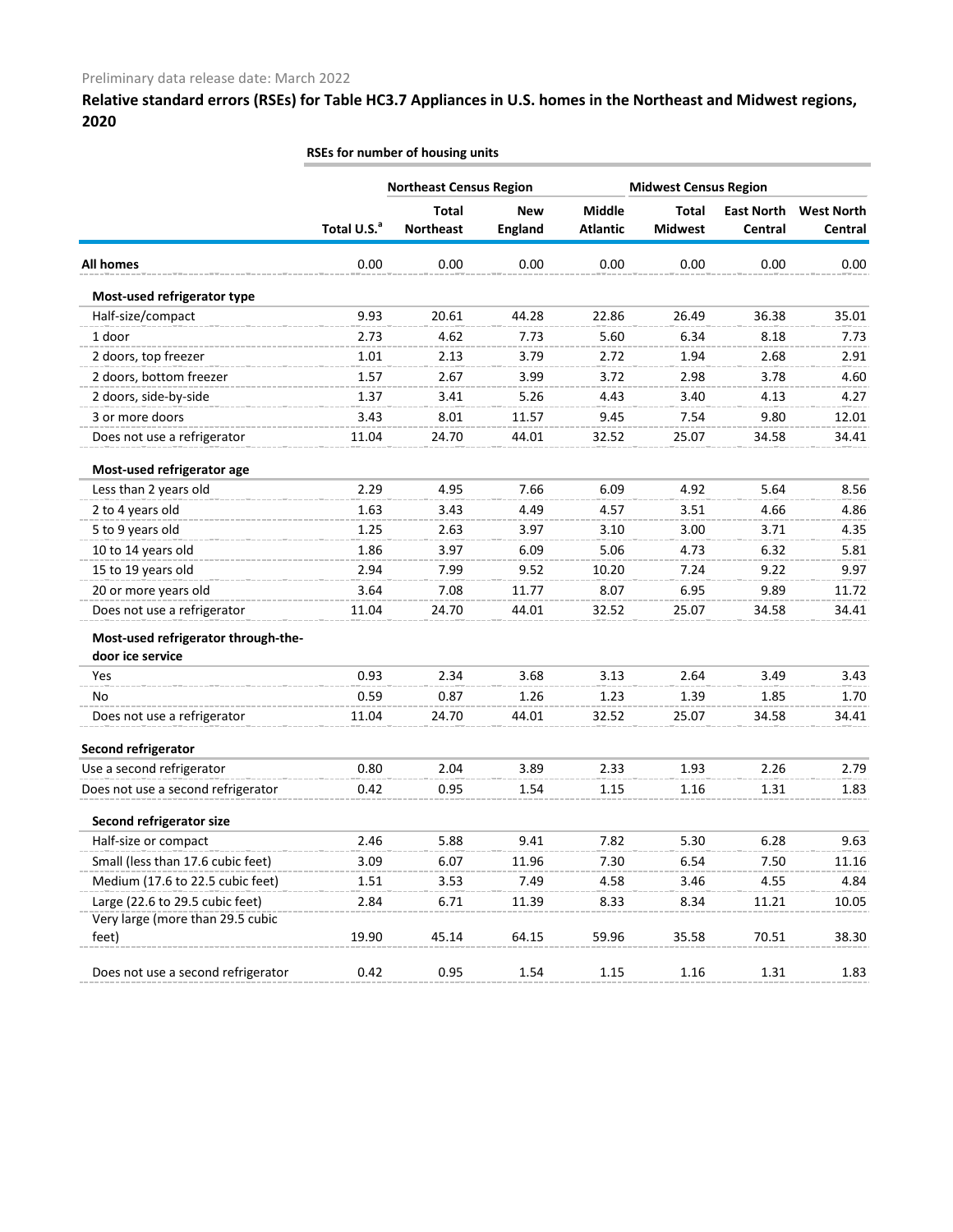Preliminary data release date: March 2022

## Relative standard errors (RSEs) for Table HC3.7 Appliances in U.S. homes in the Northeast and Midwest regions, 2020

| | RSEs for number of housing units | | | | | | |
|---|---|---|---|---|---|---|---|
| | | Northeast Census Region | | | Midwest Census Region | | |
| | Total U.S.[a] | Total Northeast | New England | Middle Atlantic | Total Midwest | East North Central | West North Central |
| **All homes** | 0.00 | 0.00 | 0.00 | 0.00 | 0.00 | 0.00 | 0.00 |
| **Most-used refrigerator type** | | | | | | | |
| Half-size/compact | 9.93 | 20.61 | 44.28 | 22.86 | 26.49 | 36.38 | 35.01 |
| 1 door | 2.73 | 4.62 | 7.73 | 5.60 | 6.34 | 8.18 | 7.73 |
| 2 doors, top freezer | 1.01 | 2.13 | 3.79 | 2.72 | 1.94 | 2.68 | 2.91 |
| 2 doors, bottom freezer | 1.57 | 2.67 | 3.99 | 3.72 | 2.98 | 3.78 | 4.60 |
| 2 doors, side-by-side | 1.37 | 3.41 | 5.26 | 4.43 | 3.40 | 4.13 | 4.27 |
| 3 or more doors | 3.43 | 8.01 | 11.57 | 9.45 | 7.54 | 9.80 | 12.01 |
| Does not use a refrigerator | 11.04 | 24.70 | 44.01 | 32.52 | 25.07 | 34.58 | 34.41 |
| **Most-used refrigerator age** | | | | | | | |
| Less than 2 years old | 2.29 | 4.95 | 7.66 | 6.09 | 4.92 | 5.64 | 8.56 |
| 2 to 4 years old | 1.63 | 3.43 | 4.49 | 4.57 | 3.51 | 4.66 | 4.86 |
| 5 to 9 years old | 1.25 | 2.63 | 3.97 | 3.10 | 3.00 | 3.71 | 4.35 |
| 10 to 14 years old | 1.86 | 3.97 | 6.09 | 5.06 | 4.73 | 6.32 | 5.81 |
| 15 to 19 years old | 2.94 | 7.99 | 9.52 | 10.20 | 7.24 | 9.22 | 9.97 |
| 20 or more years old | 3.64 | 7.08 | 11.77 | 8.07 | 6.95 | 9.89 | 11.72 |
| Does not use a refrigerator | 11.04 | 24.70 | 44.01 | 32.52 | 25.07 | 34.58 | 34.41 |
| **Most-used refrigerator through-the-door ice service** | | | | | | | |
| Yes | 0.93 | 2.34 | 3.68 | 3.13 | 2.64 | 3.49 | 3.43 |
| No | 0.59 | 0.87 | 1.26 | 1.23 | 1.39 | 1.85 | 1.70 |
| Does not use a refrigerator | 11.04 | 24.70 | 44.01 | 32.52 | 25.07 | 34.58 | 34.41 |
| **Second refrigerator** | | | | | | | |
| Use a second refrigerator | 0.80 | 2.04 | 3.89 | 2.33 | 1.93 | 2.26 | 2.79 |
| Does not use a second refrigerator | 0.42 | 0.95 | 1.54 | 1.15 | 1.16 | 1.31 | 1.83 |
| **Second refrigerator size** | | | | | | | |
| Half-size or compact | 2.46 | 5.88 | 9.41 | 7.82 | 5.30 | 6.28 | 9.63 |
| Small (less than 17.6 cubic feet) | 3.09 | 6.07 | 11.96 | 7.30 | 6.54 | 7.50 | 11.16 |
| Medium (17.6 to 22.5 cubic feet) | 1.51 | 3.53 | 7.49 | 4.58 | 3.46 | 4.55 | 4.84 |
| Large (22.6 to 29.5 cubic feet) | 2.84 | 6.71 | 11.39 | 8.33 | 8.34 | 11.21 | 10.05 |
| Very large (more than 29.5 cubic feet) | 19.90 | 45.14 | 64.15 | 59.96 | 35.58 | 70.51 | 38.30 |
| Does not use a second refrigerator | 0.42 | 0.95 | 1.54 | 1.15 | 1.16 | 1.31 | 1.83 |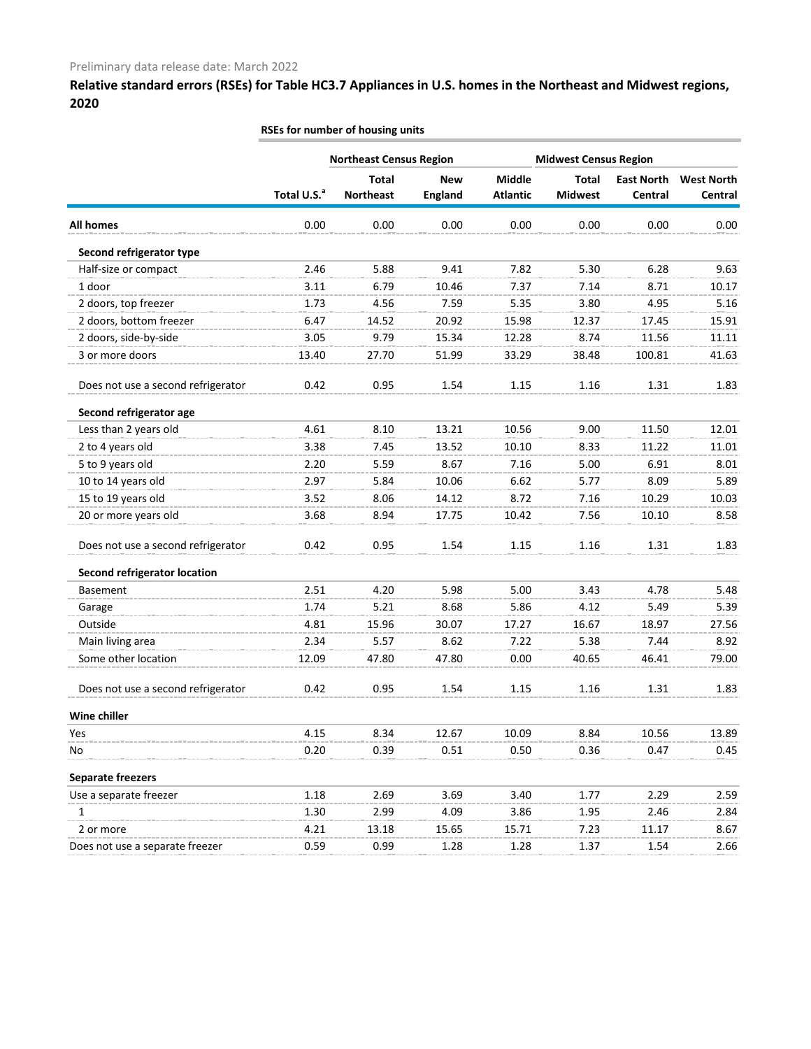Preliminary data release date: March 2022

## Relative standard errors (RSEs) for Table HC3.7 Appliances in U.S. homes in the Northeast and Midwest regions, 2020

| | RSEs for number of housing units | | | | | | |
|---|---|---|---|---|---|---|---|
| | | Northeast Census Region | | | Midwest Census Region | | |
| | Total U.S.[a] | Total Northeast | New England | Middle Atlantic | Total Midwest | East North Central | West North Central |
| **All homes** | 0.00 | 0.00 | 0.00 | 0.00 | 0.00 | 0.00 | 0.00 |
| **Second refrigerator type** | | | | | | | |
| Half-size or compact | 2.46 | 5.88 | 9.41 | 7.82 | 5.30 | 6.28 | 9.63 |
| 1 door | 3.11 | 6.79 | 10.46 | 7.37 | 7.14 | 8.71 | 10.17 |
| 2 doors, top freezer | 1.73 | 4.56 | 7.59 | 5.35 | 3.80 | 4.95 | 5.16 |
| 2 doors, bottom freezer | 6.47 | 14.52 | 20.92 | 15.98 | 12.37 | 17.45 | 15.91 |
| 2 doors, side-by-side | 3.05 | 9.79 | 15.34 | 12.28 | 8.74 | 11.56 | 11.11 |
| 3 or more doors | 13.40 | 27.70 | 51.99 | 33.29 | 38.48 | 100.81 | 41.63 |
| Does not use a second refrigerator | 0.42 | 0.95 | 1.54 | 1.15 | 1.16 | 1.31 | 1.83 |
| **Second refrigerator age** | | | | | | | |
| Less than 2 years old | 4.61 | 8.10 | 13.21 | 10.56 | 9.00 | 11.50 | 12.01 |
| 2 to 4 years old | 3.38 | 7.45 | 13.52 | 10.10 | 8.33 | 11.22 | 11.01 |
| 5 to 9 years old | 2.20 | 5.59 | 8.67 | 7.16 | 5.00 | 6.91 | 8.01 |
| 10 to 14 years old | 2.97 | 5.84 | 10.06 | 6.62 | 5.77 | 8.09 | 5.89 |
| 15 to 19 years old | 3.52 | 8.06 | 14.12 | 8.72 | 7.16 | 10.29 | 10.03 |
| 20 or more years old | 3.68 | 8.94 | 17.75 | 10.42 | 7.56 | 10.10 | 8.58 |
| Does not use a second refrigerator | 0.42 | 0.95 | 1.54 | 1.15 | 1.16 | 1.31 | 1.83 |
| **Second refrigerator location** | | | | | | | |
| Basement | 2.51 | 4.20 | 5.98 | 5.00 | 3.43 | 4.78 | 5.48 |
| Garage | 1.74 | 5.21 | 8.68 | 5.86 | 4.12 | 5.49 | 5.39 |
| Outside | 4.81 | 15.96 | 30.07 | 17.27 | 16.67 | 18.97 | 27.56 |
| Main living area | 2.34 | 5.57 | 8.62 | 7.22 | 5.38 | 7.44 | 8.92 |
| Some other location | 12.09 | 47.80 | 47.80 | 0.00 | 40.65 | 46.41 | 79.00 |
| Does not use a second refrigerator | 0.42 | 0.95 | 1.54 | 1.15 | 1.16 | 1.31 | 1.83 |
| **Wine chiller** | | | | | | | |
| Yes | 4.15 | 8.34 | 12.67 | 10.09 | 8.84 | 10.56 | 13.89 |
| No | 0.20 | 0.39 | 0.51 | 0.50 | 0.36 | 0.47 | 0.45 |
| **Separate freezers** | | | | | | | |
| Use a separate freezer | 1.18 | 2.69 | 3.69 | 3.40 | 1.77 | 2.29 | 2.59 |
| 1 | 1.30 | 2.99 | 4.09 | 3.86 | 1.95 | 2.46 | 2.84 |
| 2 or more | 4.21 | 13.18 | 15.65 | 15.71 | 7.23 | 11.17 | 8.67 |
| Does not use a separate freezer | 0.59 | 0.99 | 1.28 | 1.28 | 1.37 | 1.54 | 2.66 |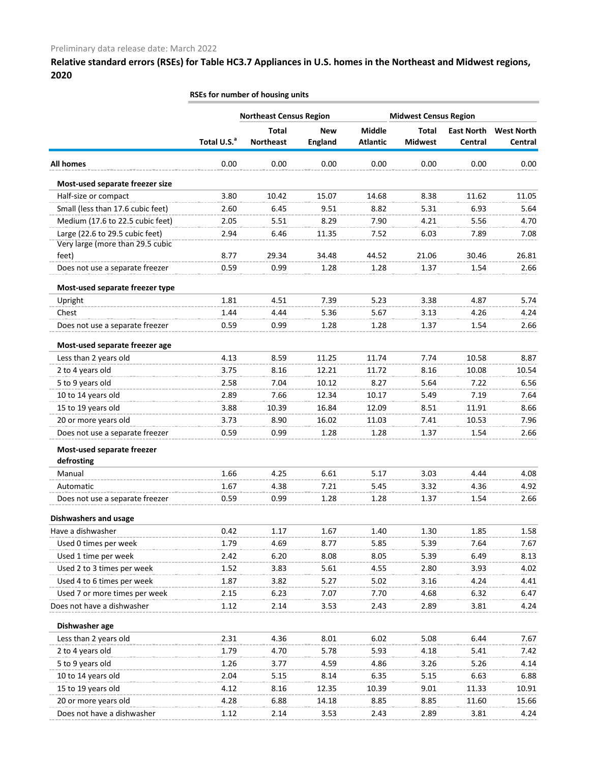Preliminary data release date: March 2022

## Relative standard errors (RSEs) for Table HC3.7 Appliances in U.S. homes in the Northeast and Midwest regions, 2020

| | RSEs for number of housing units | | | | | | |
|---|---|---|---|---|---|---|---|
| | | Northeast Census Region | | | Midwest Census Region | | |
| | Total U.S.[a] | Total Northeast | New England | Middle Atlantic | Total Midwest | East North Central | West North Central |
| **All homes** | 0.00 | 0.00 | 0.00 | 0.00 | 0.00 | 0.00 | 0.00 |
| **Most-used separate freezer size** | | | | | | | |
| Half-size or compact | 3.80 | 10.42 | 15.07 | 14.68 | 8.38 | 11.62 | 11.05 |
| Small (less than 17.6 cubic feet) | 2.60 | 6.45 | 9.51 | 8.82 | 5.31 | 6.93 | 5.64 |
| Medium (17.6 to 22.5 cubic feet) | 2.05 | 5.51 | 8.29 | 7.90 | 4.21 | 5.56 | 4.70 |
| Large (22.6 to 29.5 cubic feet) | 2.94 | 6.46 | 11.35 | 7.52 | 6.03 | 7.89 | 7.08 |
| Very large (more than 29.5 cubic feet) | 8.77 | 29.34 | 34.48 | 44.52 | 21.06 | 30.46 | 26.81 |
| Does not use a separate freezer | 0.59 | 0.99 | 1.28 | 1.28 | 1.37 | 1.54 | 2.66 |
| **Most-used separate freezer type** | | | | | | | |
| Upright | 1.81 | 4.51 | 7.39 | 5.23 | 3.38 | 4.87 | 5.74 |
| Chest | 1.44 | 4.44 | 5.36 | 5.67 | 3.13 | 4.26 | 4.24 |
| Does not use a separate freezer | 0.59 | 0.99 | 1.28 | 1.28 | 1.37 | 1.54 | 2.66 |
| **Most-used separate freezer age** | | | | | | | |
| Less than 2 years old | 4.13 | 8.59 | 11.25 | 11.74 | 7.74 | 10.58 | 8.87 |
| 2 to 4 years old | 3.75 | 8.16 | 12.21 | 11.72 | 8.16 | 10.08 | 10.54 |
| 5 to 9 years old | 2.58 | 7.04 | 10.12 | 8.27 | 5.64 | 7.22 | 6.56 |
| 10 to 14 years old | 2.89 | 7.66 | 12.34 | 10.17 | 5.49 | 7.19 | 7.64 |
| 15 to 19 years old | 3.88 | 10.39 | 16.84 | 12.09 | 8.51 | 11.91 | 8.66 |
| 20 or more years old | 3.73 | 8.90 | 16.02 | 11.03 | 7.41 | 10.53 | 7.96 |
| Does not use a separate freezer | 0.59 | 0.99 | 1.28 | 1.28 | 1.37 | 1.54 | 2.66 |
| **Most-used separate freezer defrosting** | | | | | | | |
| Manual | 1.66 | 4.25 | 6.61 | 5.17 | 3.03 | 4.44 | 4.08 |
| Automatic | 1.67 | 4.38 | 7.21 | 5.45 | 3.32 | 4.36 | 4.92 |
| Does not use a separate freezer | 0.59 | 0.99 | 1.28 | 1.28 | 1.37 | 1.54 | 2.66 |
| **Dishwashers and usage** | | | | | | | |
| Have a dishwasher | 0.42 | 1.17 | 1.67 | 1.40 | 1.30 | 1.85 | 1.58 |
| Used 0 times per week | 1.79 | 4.69 | 8.77 | 5.85 | 5.39 | 7.64 | 7.67 |
| Used 1 time per week | 2.42 | 6.20 | 8.08 | 8.05 | 5.39 | 6.49 | 8.13 |
| Used 2 to 3 times per week | 1.52 | 3.83 | 5.61 | 4.55 | 2.80 | 3.93 | 4.02 |
| Used 4 to 6 times per week | 1.87 | 3.82 | 5.27 | 5.02 | 3.16 | 4.24 | 4.41 |
| Used 7 or more times per week | 2.15 | 6.23 | 7.07 | 7.70 | 4.68 | 6.32 | 6.47 |
| Does not have a dishwasher | 1.12 | 2.14 | 3.53 | 2.43 | 2.89 | 3.81 | 4.24 |
| **Dishwasher age** | | | | | | | |
| Less than 2 years old | 2.31 | 4.36 | 8.01 | 6.02 | 5.08 | 6.44 | 7.67 |
| 2 to 4 years old | 1.79 | 4.70 | 5.78 | 5.93 | 4.18 | 5.41 | 7.42 |
| 5 to 9 years old | 1.26 | 3.77 | 4.59 | 4.86 | 3.26 | 5.26 | 4.14 |
| 10 to 14 years old | 2.04 | 5.15 | 8.14 | 6.35 | 5.15 | 6.63 | 6.88 |
| 15 to 19 years old | 4.12 | 8.16 | 12.35 | 10.39 | 9.01 | 11.33 | 10.91 |
| 20 or more years old | 4.28 | 6.88 | 14.18 | 8.85 | 8.85 | 11.60 | 15.66 |
| Does not have a dishwasher | 1.12 | 2.14 | 3.53 | 2.43 | 2.89 | 3.81 | 4.24 |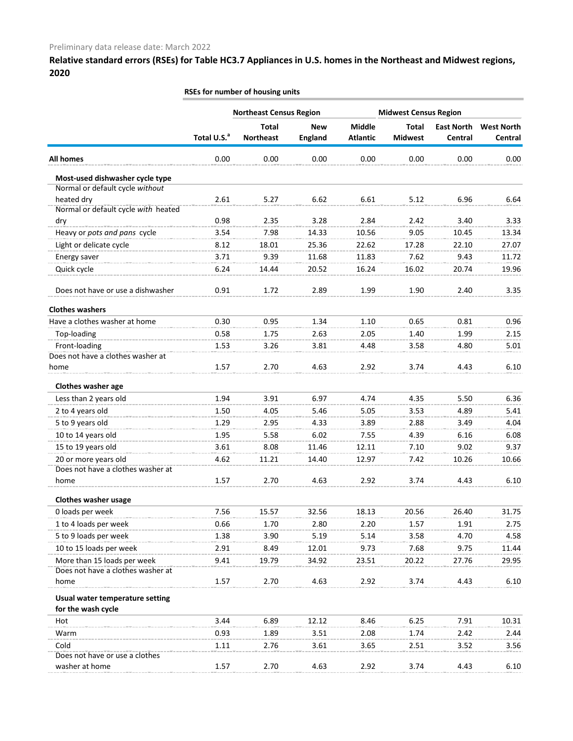Preliminary data release date: March 2022

## Relative standard errors (RSEs) for Table HC3.7 Appliances in U.S. homes in the Northeast and Midwest regions, 2020

| | RSEs for number of housing units | | | | | | |
|---|---|---|---|---|---|---|---|
| | | Northeast Census Region | | | Midwest Census Region | | |
| | Total U.S.[a] | Total Northeast | New England | Middle Atlantic | Total Midwest | East North Central | West North Central |
| **All homes** | 0.00 | 0.00 | 0.00 | 0.00 | 0.00 | 0.00 | 0.00 |
| **Most-used dishwasher cycle type** | | | | | | | |
| Normal or default cycle *without* heated dry | 2.61 | 5.27 | 6.62 | 6.61 | 5.12 | 6.96 | 6.64 |
| Normal or default cycle *with* heated dry | 0.98 | 2.35 | 3.28 | 2.84 | 2.42 | 3.40 | 3.33 |
| Heavy or *pots and pans* cycle | 3.54 | 7.98 | 14.33 | 10.56 | 9.05 | 10.45 | 13.34 |
| Light or delicate cycle | 8.12 | 18.01 | 25.36 | 22.62 | 17.28 | 22.10 | 27.07 |
| Energy saver | 3.71 | 9.39 | 11.68 | 11.83 | 7.62 | 9.43 | 11.72 |
| Quick cycle | 6.24 | 14.44 | 20.52 | 16.24 | 16.02 | 20.74 | 19.96 |
| Does not have or use a dishwasher | 0.91 | 1.72 | 2.89 | 1.99 | 1.90 | 2.40 | 3.35 |
| **Clothes washers** | | | | | | | |
| Have a clothes washer at home | 0.30 | 0.95 | 1.34 | 1.10 | 0.65 | 0.81 | 0.96 |
| Top-loading | 0.58 | 1.75 | 2.63 | 2.05 | 1.40 | 1.99 | 2.15 |
| Front-loading | 1.53 | 3.26 | 3.81 | 4.48 | 3.58 | 4.80 | 5.01 |
| Does not have a clothes washer at home | 1.57 | 2.70 | 4.63 | 2.92 | 3.74 | 4.43 | 6.10 |
| **Clothes washer age** | | | | | | | |
| Less than 2 years old | 1.94 | 3.91 | 6.97 | 4.74 | 4.35 | 5.50 | 6.36 |
| 2 to 4 years old | 1.50 | 4.05 | 5.46 | 5.05 | 3.53 | 4.89 | 5.41 |
| 5 to 9 years old | 1.29 | 2.95 | 4.33 | 3.89 | 2.88 | 3.49 | 4.04 |
| 10 to 14 years old | 1.95 | 5.58 | 6.02 | 7.55 | 4.39 | 6.16 | 6.08 |
| 15 to 19 years old | 3.61 | 8.08 | 11.46 | 12.11 | 7.10 | 9.02 | 9.37 |
| 20 or more years old | 4.62 | 11.21 | 14.40 | 12.97 | 7.42 | 10.26 | 10.66 |
| Does not have a clothes washer at home | 1.57 | 2.70 | 4.63 | 2.92 | 3.74 | 4.43 | 6.10 |
| **Clothes washer usage** | | | | | | | |
| 0 loads per week | 7.56 | 15.57 | 32.56 | 18.13 | 20.56 | 26.40 | 31.75 |
| 1 to 4 loads per week | 0.66 | 1.70 | 2.80 | 2.20 | 1.57 | 1.91 | 2.75 |
| 5 to 9 loads per week | 1.38 | 3.90 | 5.19 | 5.14 | 3.58 | 4.70 | 4.58 |
| 10 to 15 loads per week | 2.91 | 8.49 | 12.01 | 9.73 | 7.68 | 9.75 | 11.44 |
| More than 15 loads per week | 9.41 | 19.79 | 34.92 | 23.51 | 20.22 | 27.76 | 29.95 |
| Does not have a clothes washer at home | 1.57 | 2.70 | 4.63 | 2.92 | 3.74 | 4.43 | 6.10 |
| **Usual water temperature setting for the wash cycle** | | | | | | | |
| Hot | 3.44 | 6.89 | 12.12 | 8.46 | 6.25 | 7.91 | 10.31 |
| Warm | 0.93 | 1.89 | 3.51 | 2.08 | 1.74 | 2.42 | 2.44 |
| Cold | 1.11 | 2.76 | 3.61 | 3.65 | 2.51 | 3.52 | 3.56 |
| Does not have or use a clothes washer at home | 1.57 | 2.70 | 4.63 | 2.92 | 3.74 | 4.43 | 6.10 |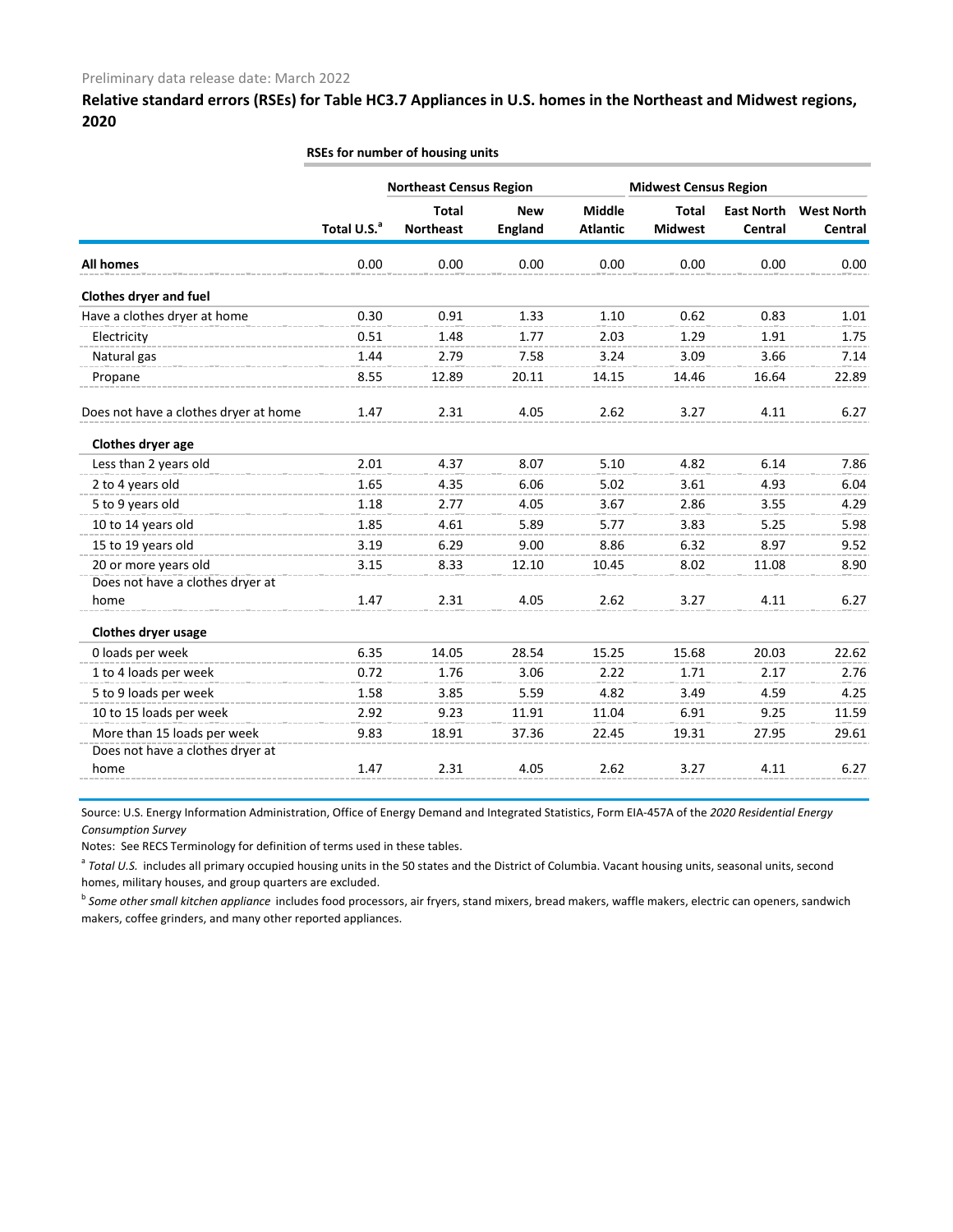Preliminary data release date: March 2022

## Relative standard errors (RSEs) for Table HC3.7 Appliances in U.S. homes in the Northeast and Midwest regions, 2020

| | RSEs for number of housing units | | | | | | |
|---|---|---|---|---|---|---|---|
| | | Northeast Census Region | | | Midwest Census Region | | |
| | Total U.S.[a] | Total Northeast | New England | Middle Atlantic | Total Midwest | East North Central | West North Central |
| **All homes** | 0.00 | 0.00 | 0.00 | 0.00 | 0.00 | 0.00 | 0.00 |
| **Clothes dryer and fuel** | | | | | | | |
| Have a clothes dryer at home | 0.30 | 0.91 | 1.33 | 1.10 | 0.62 | 0.83 | 1.01 |
| Electricity | 0.51 | 1.48 | 1.77 | 2.03 | 1.29 | 1.91 | 1.75 |
| Natural gas | 1.44 | 2.79 | 7.58 | 3.24 | 3.09 | 3.66 | 7.14 |
| Propane | 8.55 | 12.89 | 20.11 | 14.15 | 14.46 | 16.64 | 22.89 |
| Does not have a clothes dryer at home | 1.47 | 2.31 | 4.05 | 2.62 | 3.27 | 4.11 | 6.27 |
| **Clothes dryer age** | | | | | | | |
| Less than 2 years old | 2.01 | 4.37 | 8.07 | 5.10 | 4.82 | 6.14 | 7.86 |
| 2 to 4 years old | 1.65 | 4.35 | 6.06 | 5.02 | 3.61 | 4.93 | 6.04 |
| 5 to 9 years old | 1.18 | 2.77 | 4.05 | 3.67 | 2.86 | 3.55 | 4.29 |
| 10 to 14 years old | 1.85 | 4.61 | 5.89 | 5.77 | 3.83 | 5.25 | 5.98 |
| 15 to 19 years old | 3.19 | 6.29 | 9.00 | 8.86 | 6.32 | 8.97 | 9.52 |
| 20 or more years old | 3.15 | 8.33 | 12.10 | 10.45 | 8.02 | 11.08 | 8.90 |
| Does not have a clothes dryer at home | 1.47 | 2.31 | 4.05 | 2.62 | 3.27 | 4.11 | 6.27 |
| **Clothes dryer usage** | | | | | | | |
| 0 loads per week | 6.35 | 14.05 | 28.54 | 15.25 | 15.68 | 20.03 | 22.62 |
| 1 to 4 loads per week | 0.72 | 1.76 | 3.06 | 2.22 | 1.71 | 2.17 | 2.76 |
| 5 to 9 loads per week | 1.58 | 3.85 | 5.59 | 4.82 | 3.49 | 4.59 | 4.25 |
| 10 to 15 loads per week | 2.92 | 9.23 | 11.91 | 11.04 | 6.91 | 9.25 | 11.59 |
| More than 15 loads per week | 9.83 | 18.91 | 37.36 | 22.45 | 19.31 | 27.95 | 29.61 |
| Does not have a clothes dryer at home | 1.47 | 2.31 | 4.05 | 2.62 | 3.27 | 4.11 | 6.27 |

Source: U.S. Energy Information Administration, Office of Energy Demand and Integrated Statistics, Form EIA-457A of the *2020 Residential Energy Consumption Survey*

Notes: See RECS Terminology for definition of terms used in these tables.

[a] *Total U.S.* includes all primary occupied housing units in the 50 states and the District of Columbia. Vacant housing units, seasonal units, second homes, military houses, and group quarters are excluded.

[b] *Some other small kitchen appliance* includes food processors, air fryers, stand mixers, bread makers, waffle makers, electric can openers, sandwich makers, coffee grinders, and many other reported appliances.